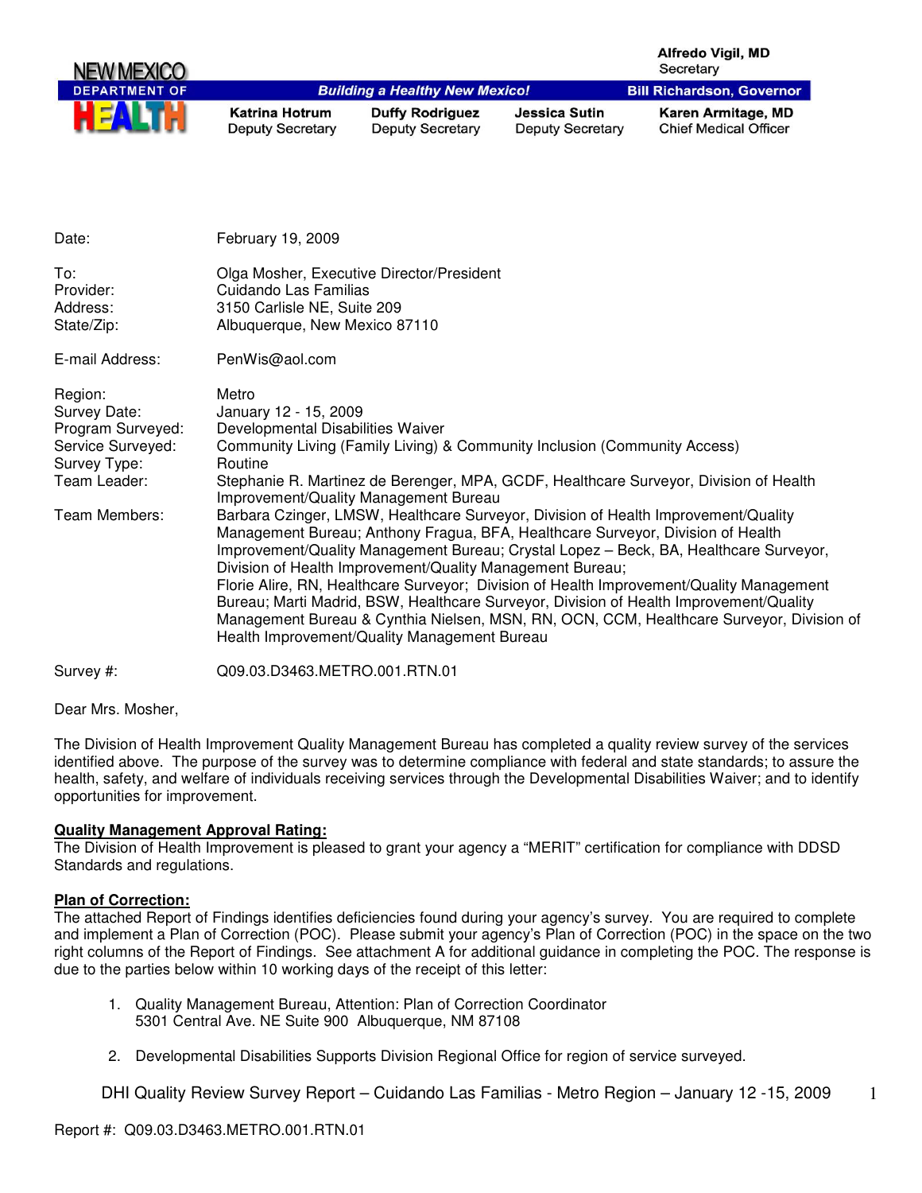NEW MEXICO DEPARTMENT OF HEALTH

Building a Healthy New Mexico!

Alfredo Vigil, MD
Secretary

Bill Richardson, Governor

Katrina Hotrum
Deputy Secretary

Duffy Rodriguez
Deputy Secretary

Jessica Sutin
Deputy Secretary

Karen Armitage, MD
Chief Medical Officer

| | |
|---|---|
| Date: | February 19, 2009 |
| To: | Olga Mosher, Executive Director/President |
| Provider: | Cuidando Las Familias |
| Address: | 3150 Carlisle NE, Suite 209 |
| State/Zip: | Albuquerque, New Mexico 87110 |
| E-mail Address: | PenWis@aol.com |
| Region: | Metro |
| Survey Date: | January 12 - 15, 2009 |
| Program Surveyed: | Developmental Disabilities Waiver |
| Service Surveyed: | Community Living (Family Living) & Community Inclusion (Community Access) |
| Survey Type: | Routine |
| Team Leader: | Stephanie R. Martinez de Berenger, MPA, GCDF, Healthcare Surveyor, Division of Health Improvement/Quality Management Bureau |
| Team Members: | Barbara Czinger, LMSW, Healthcare Surveyor, Division of Health Improvement/Quality Management Bureau; Anthony Fragua, BFA, Healthcare Surveyor, Division of Health Improvement/Quality Management Bureau; Crystal Lopez – Beck, BA, Healthcare Surveyor, Division of Health Improvement/Quality Management Bureau; Florie Alire, RN, Healthcare Surveyor; Division of Health Improvement/Quality Management Bureau; Marti Madrid, BSW, Healthcare Surveyor, Division of Health Improvement/Quality Management Bureau & Cynthia Nielsen, MSN, RN, OCN, CCM, Healthcare Surveyor, Division of Health Improvement/Quality Management Bureau |
| Survey #: | Q09.03.D3463.METRO.001.RTN.01 |

Dear Mrs. Mosher,

The Division of Health Improvement Quality Management Bureau has completed a quality review survey of the services identified above. The purpose of the survey was to determine compliance with federal and state standards; to assure the health, safety, and welfare of individuals receiving services through the Developmental Disabilities Waiver; and to identify opportunities for improvement.

**Quality Management Approval Rating:**

The Division of Health Improvement is pleased to grant your agency a "MERIT" certification for compliance with DDSD Standards and regulations.

**Plan of Correction:**

The attached Report of Findings identifies deficiencies found during your agency's survey. You are required to complete and implement a Plan of Correction (POC). Please submit your agency's Plan of Correction (POC) in the space on the two right columns of the Report of Findings. See attachment A for additional guidance in completing the POC. The response is due to the parties below within 10 working days of the receipt of this letter:

1. Quality Management Bureau, Attention: Plan of Correction Coordinator
   5301 Central Ave. NE Suite 900 Albuquerque, NM 87108

2. Developmental Disabilities Supports Division Regional Office for region of service surveyed.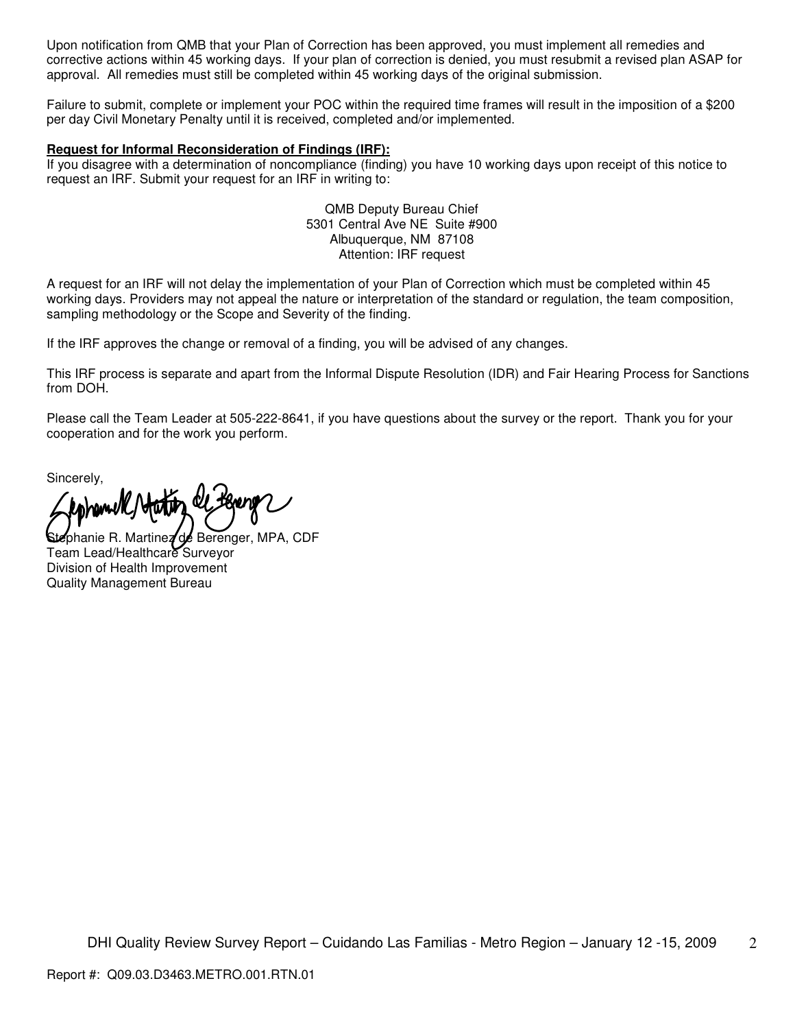Upon notification from QMB that your Plan of Correction has been approved, you must implement all remedies and corrective actions within 45 working days. If your plan of correction is denied, you must resubmit a revised plan ASAP for approval. All remedies must still be completed within 45 working days of the original submission.

Failure to submit, complete or implement your POC within the required time frames will result in the imposition of a $200 per day Civil Monetary Penalty until it is received, completed and/or implemented.

**Request for Informal Reconsideration of Findings (IRF):**
If you disagree with a determination of noncompliance (finding) you have 10 working days upon receipt of this notice to request an IRF. Submit your request for an IRF in writing to:

QMB Deputy Bureau Chief
5301 Central Ave NE Suite #900
Albuquerque, NM 87108
Attention: IRF request

A request for an IRF will not delay the implementation of your Plan of Correction which must be completed within 45 working days. Providers may not appeal the nature or interpretation of the standard or regulation, the team composition, sampling methodology or the Scope and Severity of the finding.

If the IRF approves the change or removal of a finding, you will be advised of any changes.

This IRF process is separate and apart from the Informal Dispute Resolution (IDR) and Fair Hearing Process for Sanctions from DOH.

Please call the Team Leader at 505-222-8641, if you have questions about the survey or the report. Thank you for your cooperation and for the work you perform.

Sincerely,

Stephanie R. Martinez de Berenger, MPA, CDF
Team Lead/Healthcare Surveyor
Division of Health Improvement
Quality Management Bureau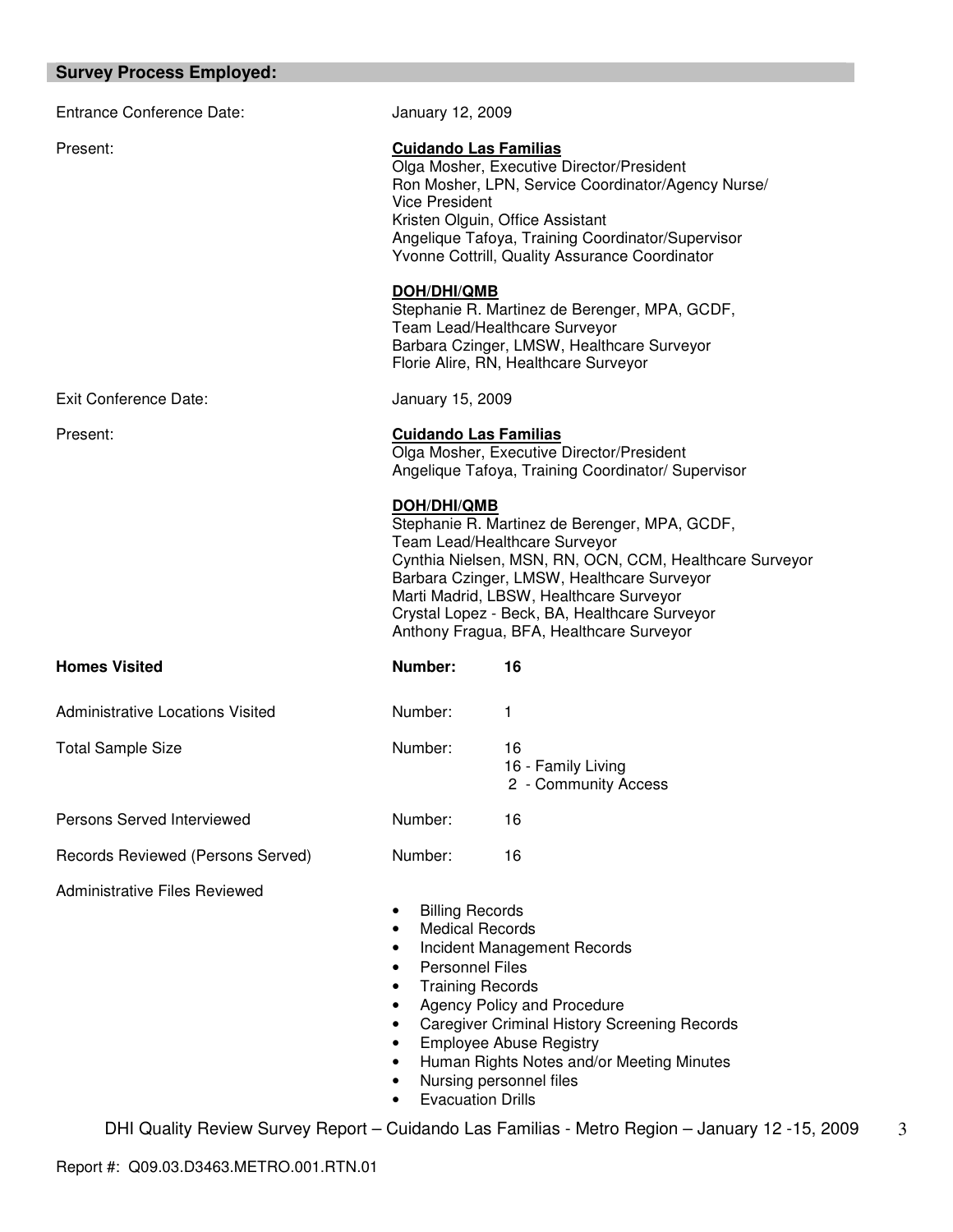## Survey Process Employed:

Entrance Conference Date: January 12, 2009

Present:

**Cuidando Las Familias**
Olga Mosher, Executive Director/President
Ron Mosher, LPN, Service Coordinator/Agency Nurse/ Vice President
Kristen Olguin, Office Assistant
Angelique Tafoya, Training Coordinator/Supervisor
Yvonne Cottrill, Quality Assurance Coordinator

**DOH/DHI/QMB**
Stephanie R. Martinez de Berenger, MPA, GCDF, Team Lead/Healthcare Surveyor
Barbara Czinger, LMSW, Healthcare Surveyor
Florie Alire, RN, Healthcare Surveyor

Exit Conference Date: January 15, 2009

Present:

**Cuidando Las Familias**
Olga Mosher, Executive Director/President
Angelique Tafoya, Training Coordinator/ Supervisor

**DOH/DHI/QMB**
Stephanie R. Martinez de Berenger, MPA, GCDF, Team Lead/Healthcare Surveyor
Cynthia Nielsen, MSN, RN, OCN, CCM, Healthcare Surveyor
Barbara Czinger, LMSW, Healthcare Surveyor
Marti Madrid, LBSW, Healthcare Surveyor
Crystal Lopez - Beck, BA, Healthcare Surveyor
Anthony Fragua, BFA, Healthcare Surveyor

**Homes Visited** **Number: 16**

Administrative Locations Visited Number: 1

Total Sample Size Number: 16
16 - Family Living
2 - Community Access

Persons Served Interviewed Number: 16

Records Reviewed (Persons Served) Number: 16

Administrative Files Reviewed

- Billing Records
- Medical Records
- Incident Management Records
- Personnel Files
- Training Records
- Agency Policy and Procedure
- Caregiver Criminal History Screening Records
- Employee Abuse Registry
- Human Rights Notes and/or Meeting Minutes
- Nursing personnel files
- Evacuation Drills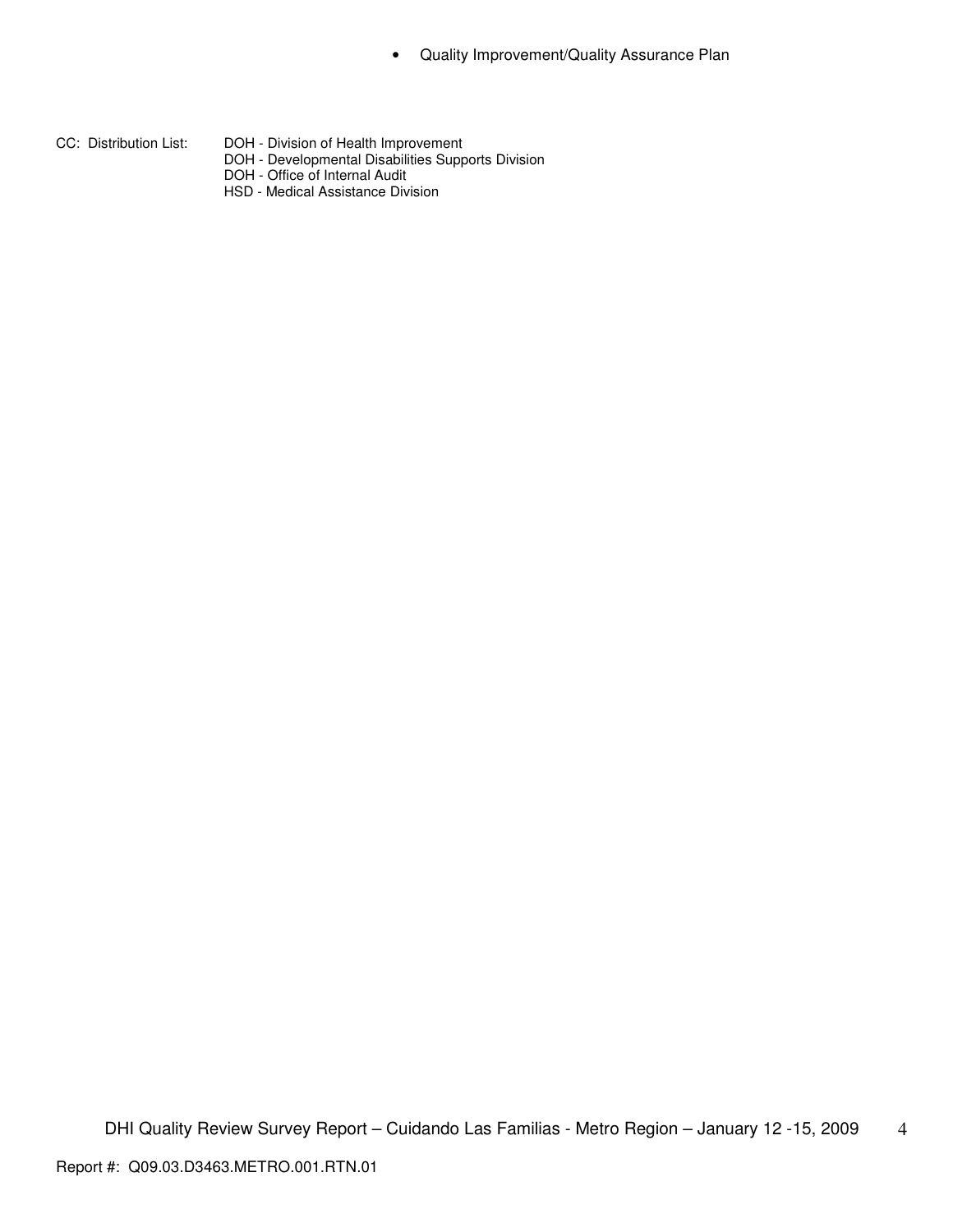- Quality Improvement/Quality Assurance Plan

CC: Distribution List:
- DOH - Division of Health Improvement
- DOH - Developmental Disabilities Supports Division
- DOH - Office of Internal Audit
- HSD - Medical Assistance Division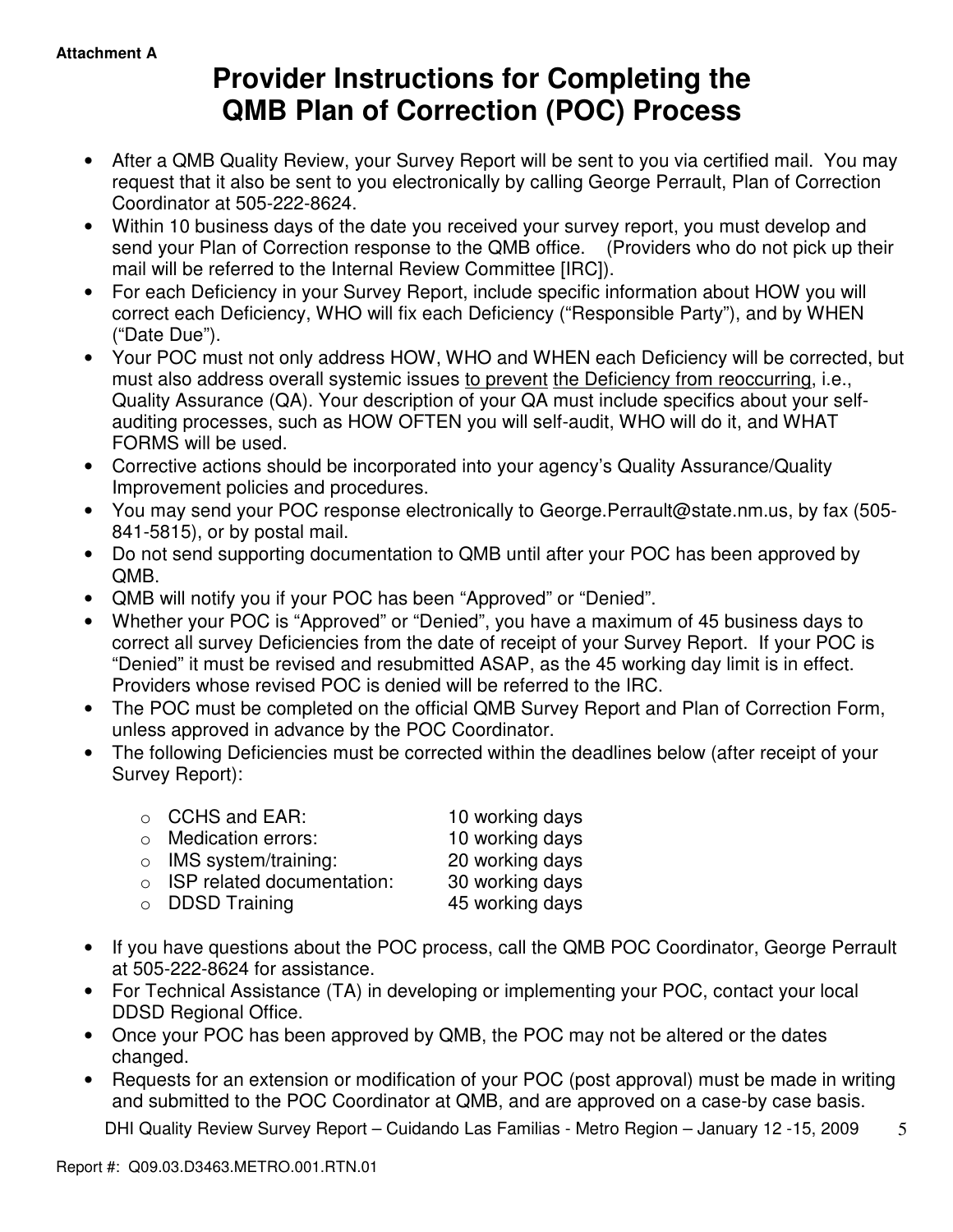Attachment A

# Provider Instructions for Completing the QMB Plan of Correction (POC) Process

- After a QMB Quality Review, your Survey Report will be sent to you via certified mail. You may request that it also be sent to you electronically by calling George Perrault, Plan of Correction Coordinator at 505-222-8624.
- Within 10 business days of the date you received your survey report, you must develop and send your Plan of Correction response to the QMB office. (Providers who do not pick up their mail will be referred to the Internal Review Committee [IRC]).
- For each Deficiency in your Survey Report, include specific information about HOW you will correct each Deficiency, WHO will fix each Deficiency ("Responsible Party"), and by WHEN ("Date Due").
- Your POC must not only address HOW, WHO and WHEN each Deficiency will be corrected, but must also address overall systemic issues <u>to prevent</u> <u>the Deficiency from reoccurring</u>, i.e., Quality Assurance (QA). Your description of your QA must include specifics about your self-auditing processes, such as HOW OFTEN you will self-audit, WHO will do it, and WHAT FORMS will be used.
- Corrective actions should be incorporated into your agency's Quality Assurance/Quality Improvement policies and procedures.
- You may send your POC response electronically to George.Perrault@state.nm.us, by fax (505-841-5815), or by postal mail.
- Do not send supporting documentation to QMB until after your POC has been approved by QMB.
- QMB will notify you if your POC has been "Approved" or "Denied".
- Whether your POC is "Approved" or "Denied", you have a maximum of 45 business days to correct all survey Deficiencies from the date of receipt of your Survey Report. If your POC is "Denied" it must be revised and resubmitted ASAP, as the 45 working day limit is in effect. Providers whose revised POC is denied will be referred to the IRC.
- The POC must be completed on the official QMB Survey Report and Plan of Correction Form, unless approved in advance by the POC Coordinator.
- The following Deficiencies must be corrected within the deadlines below (after receipt of your Survey Report):
  - CCHS and EAR: 10 working days
  - Medication errors: 10 working days
  - IMS system/training: 20 working days
  - ISP related documentation: 30 working days
  - DDSD Training 45 working days
- If you have questions about the POC process, call the QMB POC Coordinator, George Perrault at 505-222-8624 for assistance.
- For Technical Assistance (TA) in developing or implementing your POC, contact your local DDSD Regional Office.
- Once your POC has been approved by QMB, the POC may not be altered or the dates changed.
- Requests for an extension or modification of your POC (post approval) must be made in writing and submitted to the POC Coordinator at QMB, and are approved on a case-by case basis.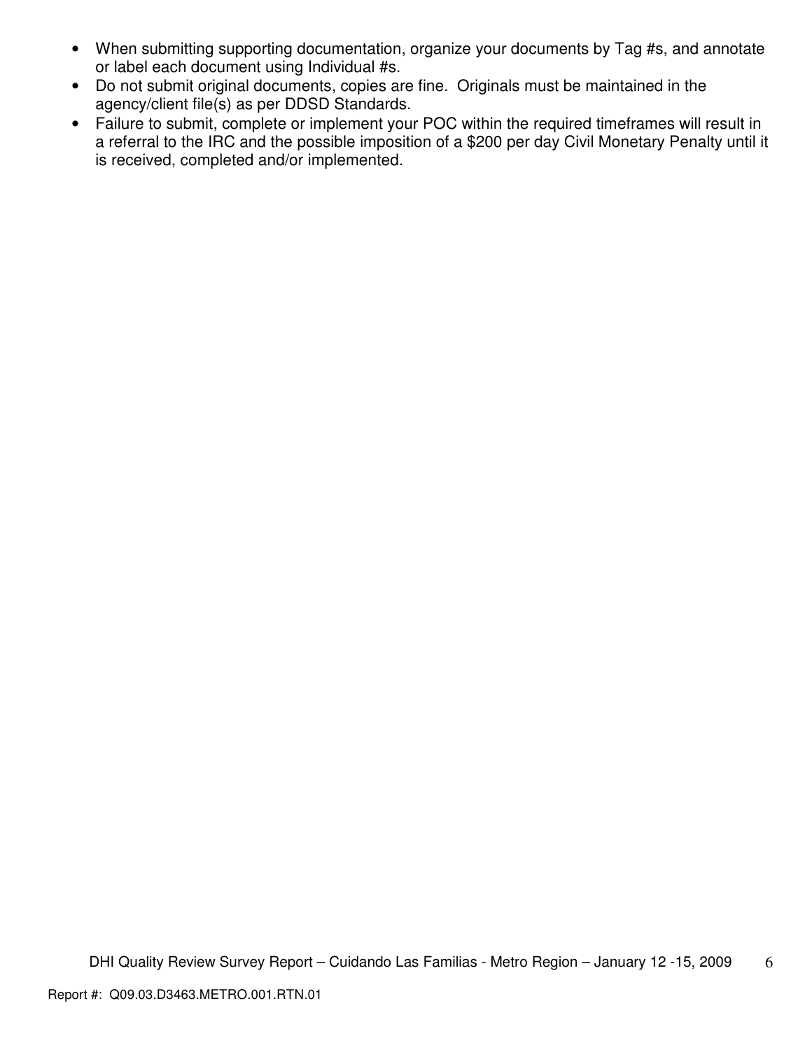- When submitting supporting documentation, organize your documents by Tag #s, and annotate or label each document using Individual #s.
- Do not submit original documents, copies are fine. Originals must be maintained in the agency/client file(s) as per DDSD Standards.
- Failure to submit, complete or implement your POC within the required timeframes will result in a referral to the IRC and the possible imposition of a $200 per day Civil Monetary Penalty until it is received, completed and/or implemented.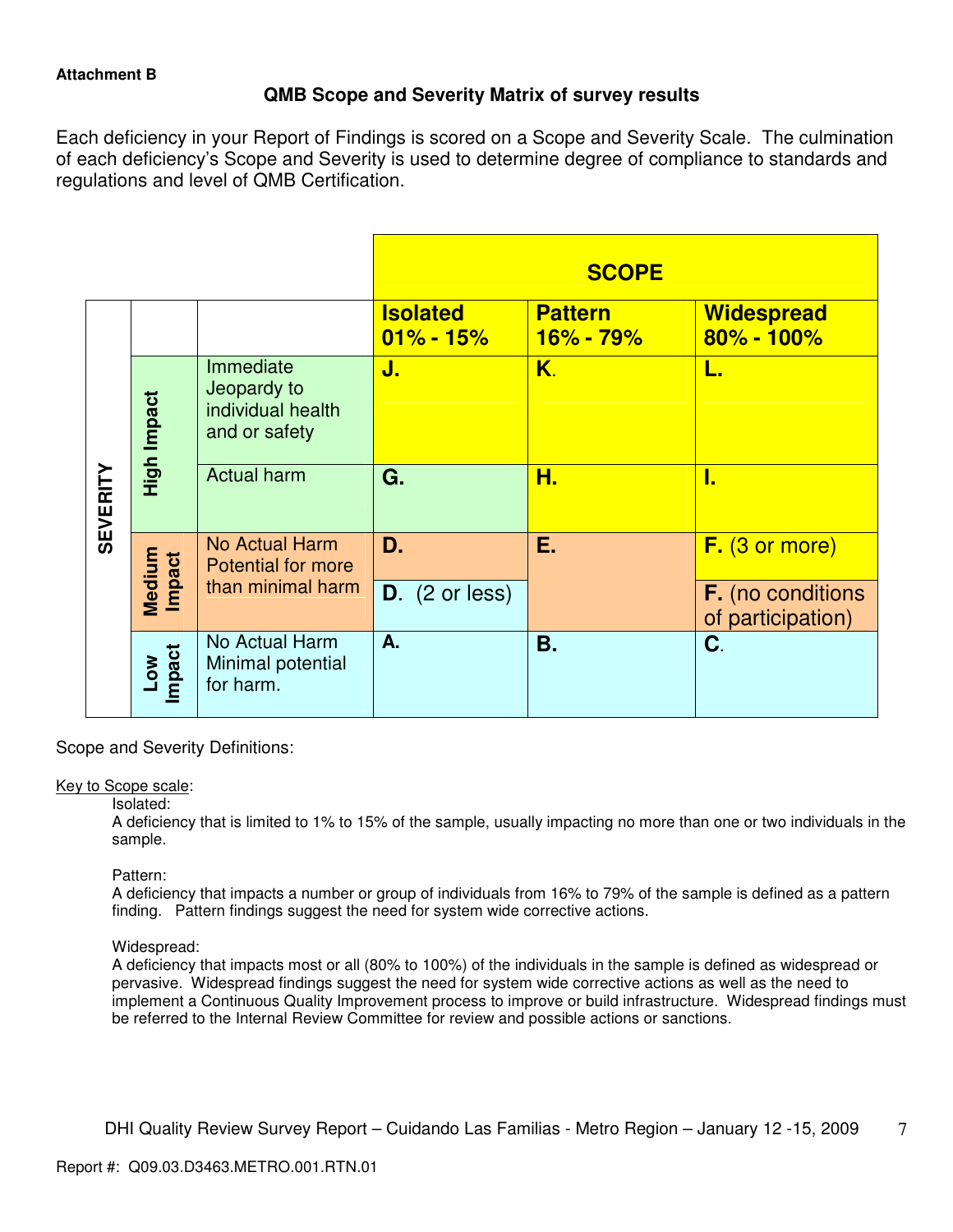**Attachment B**

### QMB Scope and Severity Matrix of survey results

Each deficiency in your Report of Findings is scored on a Scope and Severity Scale. The culmination of each deficiency's Scope and Severity is used to determine degree of compliance to standards and regulations and level of QMB Certification.

| | | | **SCOPE** | | |
|---|---|---|---|---|---|
| **SEVERITY** | | | **Isolated 01% - 15%** | **Pattern 16% - 79%** | **Widespread 80% - 100%** |
| | **High Impact** | Immediate Jeopardy to individual health and or safety | **J.** | **K.** | **L.** |
| | | Actual harm | **G.** | **H.** | **I.** |
| | **Medium Impact** | No Actual Harm Potential for more than minimal harm | **D.** | **E.** | **F.** (3 or more) |
| | | | **D.** (2 or less) | | **F.** (no conditions of participation) |
| | **Low Impact** | No Actual Harm Minimal potential for harm. | **A.** | **B.** | **C.** |

Scope and Severity Definitions:

Key to Scope scale:

Isolated:
A deficiency that is limited to 1% to 15% of the sample, usually impacting no more than one or two individuals in the sample.

Pattern:
A deficiency that impacts a number or group of individuals from 16% to 79% of the sample is defined as a pattern finding. Pattern findings suggest the need for system wide corrective actions.

Widespread:
A deficiency that impacts most or all (80% to 100%) of the individuals in the sample is defined as widespread or pervasive. Widespread findings suggest the need for system wide corrective actions as well as the need to implement a Continuous Quality Improvement process to improve or build infrastructure. Widespread findings must be referred to the Internal Review Committee for review and possible actions or sanctions.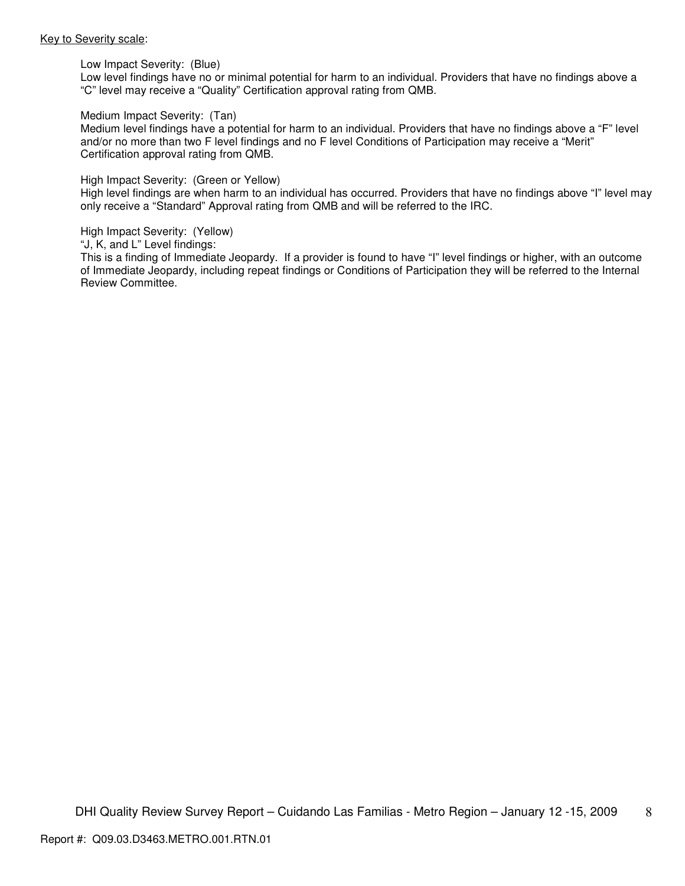Key to Severity scale:

Low Impact Severity: (Blue)
Low level findings have no or minimal potential for harm to an individual. Providers that have no findings above a "C" level may receive a "Quality" Certification approval rating from QMB.

Medium Impact Severity: (Tan)
Medium level findings have a potential for harm to an individual. Providers that have no findings above a "F" level and/or no more than two F level findings and no F level Conditions of Participation may receive a "Merit" Certification approval rating from QMB.

High Impact Severity: (Green or Yellow)
High level findings are when harm to an individual has occurred. Providers that have no findings above "I" level may only receive a "Standard" Approval rating from QMB and will be referred to the IRC.

High Impact Severity: (Yellow)
"J, K, and L" Level findings:
This is a finding of Immediate Jeopardy. If a provider is found to have "I" level findings or higher, with an outcome of Immediate Jeopardy, including repeat findings or Conditions of Participation they will be referred to the Internal Review Committee.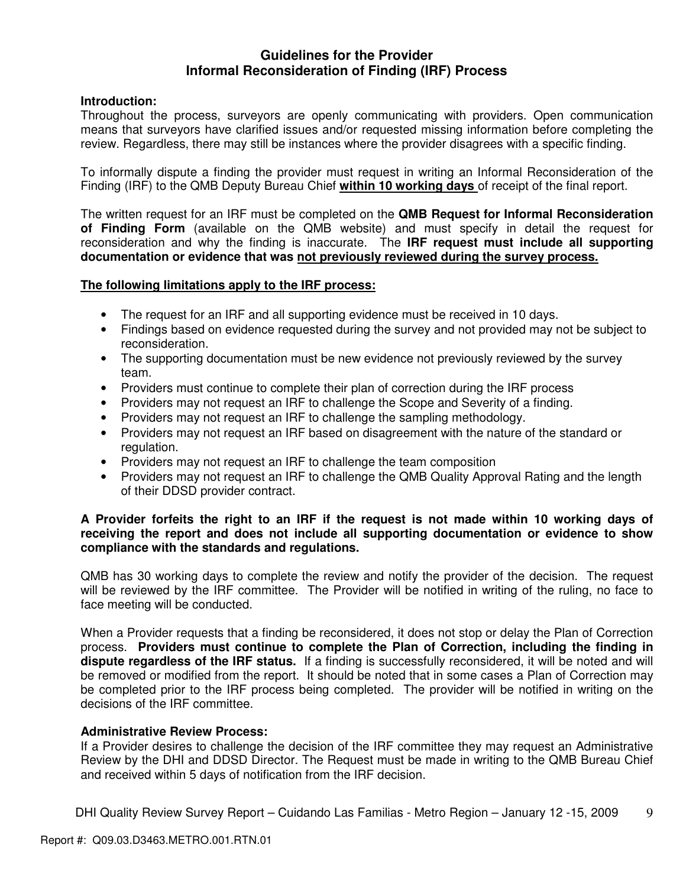## Guidelines for the Provider
## Informal Reconsideration of Finding (IRF) Process

**Introduction:**
Throughout the process, surveyors are openly communicating with providers. Open communication means that surveyors have clarified issues and/or requested missing information before completing the review. Regardless, there may still be instances where the provider disagrees with a specific finding.

To informally dispute a finding the provider must request in writing an Informal Reconsideration of the Finding (IRF) to the QMB Deputy Bureau Chief **within 10 working days** of receipt of the final report.

The written request for an IRF must be completed on the **QMB Request for Informal Reconsideration of Finding Form** (available on the QMB website) and must specify in detail the request for reconsideration and why the finding is inaccurate. The **IRF request must include all supporting documentation or evidence that was not previously reviewed during the survey process.**

**The following limitations apply to the IRF process:**

- The request for an IRF and all supporting evidence must be received in 10 days.
- Findings based on evidence requested during the survey and not provided may not be subject to reconsideration.
- The supporting documentation must be new evidence not previously reviewed by the survey team.
- Providers must continue to complete their plan of correction during the IRF process
- Providers may not request an IRF to challenge the Scope and Severity of a finding.
- Providers may not request an IRF to challenge the sampling methodology.
- Providers may not request an IRF based on disagreement with the nature of the standard or regulation.
- Providers may not request an IRF to challenge the team composition
- Providers may not request an IRF to challenge the QMB Quality Approval Rating and the length of their DDSD provider contract.

**A Provider forfeits the right to an IRF if the request is not made within 10 working days of receiving the report and does not include all supporting documentation or evidence to show compliance with the standards and regulations.**

QMB has 30 working days to complete the review and notify the provider of the decision. The request will be reviewed by the IRF committee. The Provider will be notified in writing of the ruling, no face to face meeting will be conducted.

When a Provider requests that a finding be reconsidered, it does not stop or delay the Plan of Correction process. **Providers must continue to complete the Plan of Correction, including the finding in dispute regardless of the IRF status.** If a finding is successfully reconsidered, it will be noted and will be removed or modified from the report. It should be noted that in some cases a Plan of Correction may be completed prior to the IRF process being completed. The provider will be notified in writing on the decisions of the IRF committee.

**Administrative Review Process:**
If a Provider desires to challenge the decision of the IRF committee they may request an Administrative Review by the DHI and DDSD Director. The Request must be made in writing to the QMB Bureau Chief and received within 5 days of notification from the IRF decision.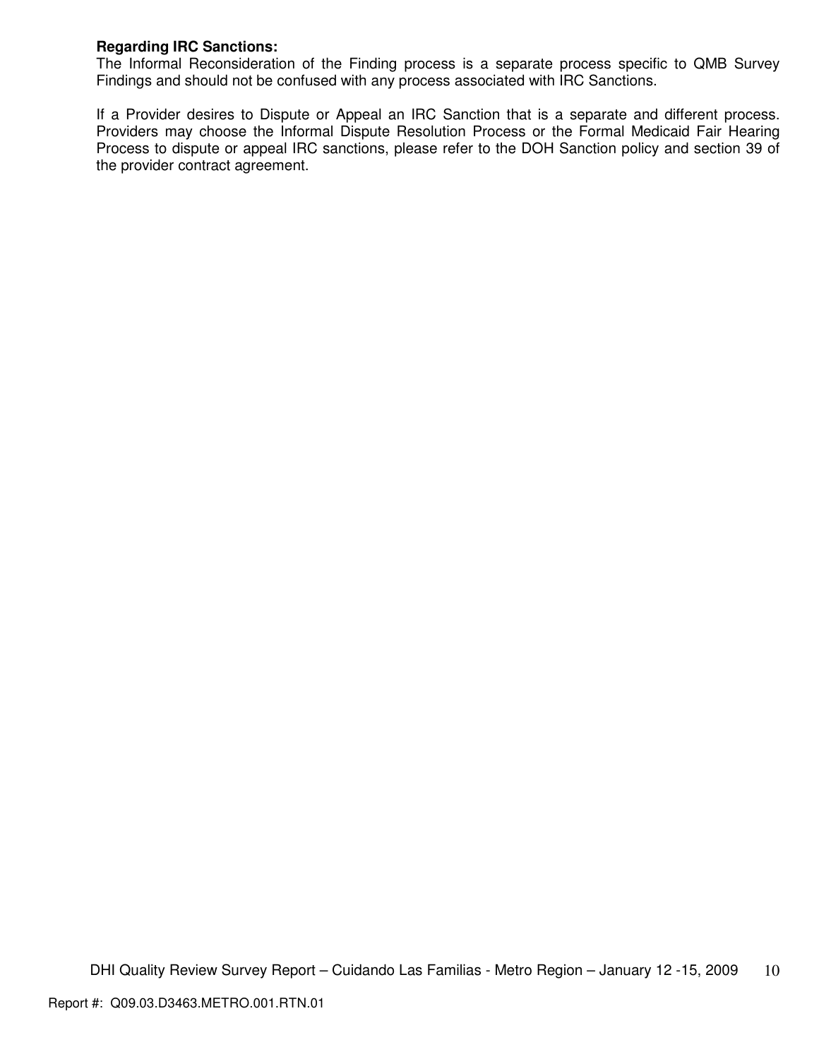**Regarding IRC Sanctions:**
The Informal Reconsideration of the Finding process is a separate process specific to QMB Survey Findings and should not be confused with any process associated with IRC Sanctions.

If a Provider desires to Dispute or Appeal an IRC Sanction that is a separate and different process. Providers may choose the Informal Dispute Resolution Process or the Formal Medicaid Fair Hearing Process to dispute or appeal IRC sanctions, please refer to the DOH Sanction policy and section 39 of the provider contract agreement.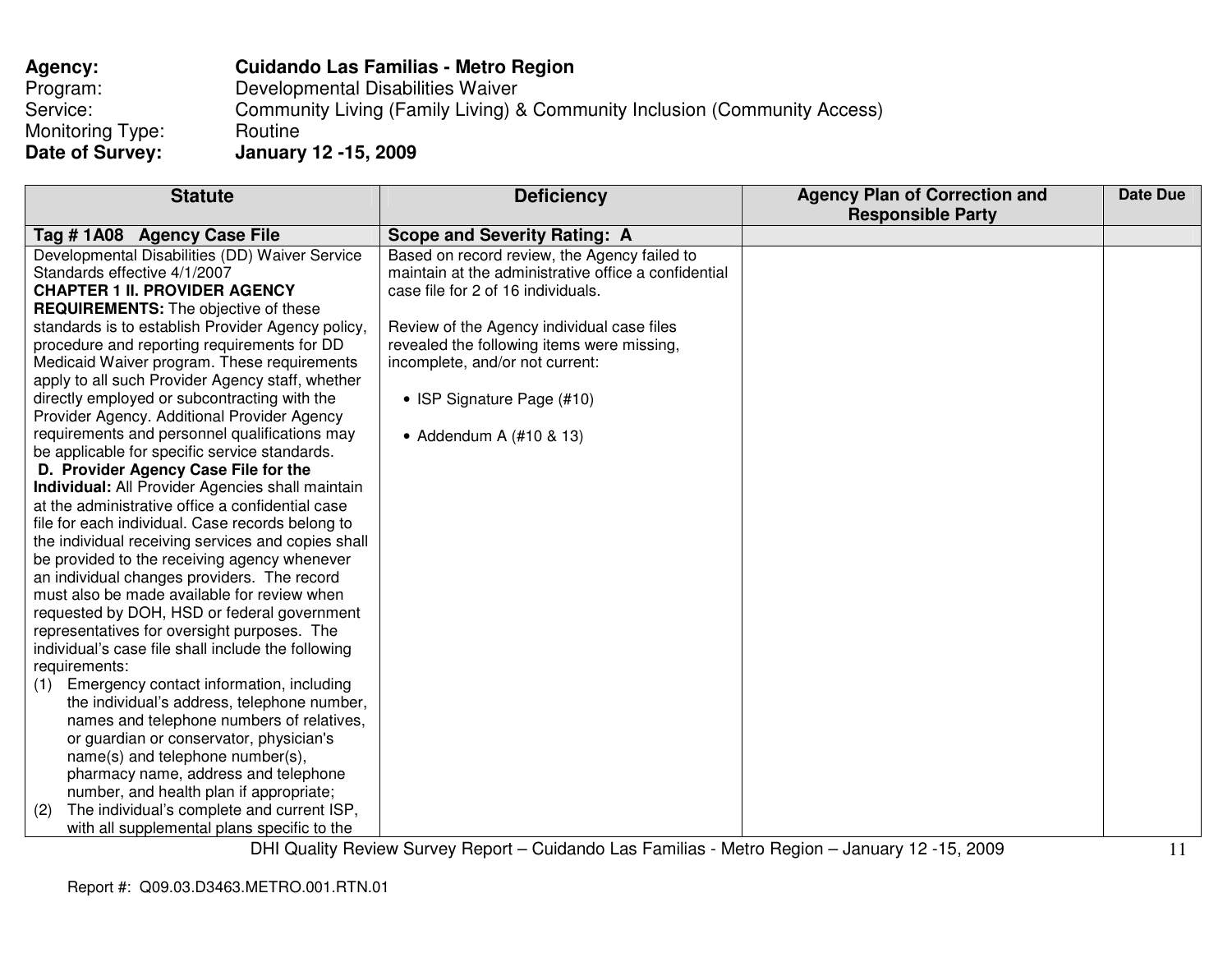**Agency:** **Cuidando Las Familias - Metro Region**
Program: Developmental Disabilities Waiver
Service: Community Living (Family Living) & Community Inclusion (Community Access)
Monitoring Type: Routine
**Date of Survey:** **January 12 -15, 2009**

| Statute | Deficiency | Agency Plan of Correction and Responsible Party | Date Due |
|---|---|---|---|
| **Tag # 1A08 Agency Case File** | **Scope and Severity Rating: A** | | |
| Developmental Disabilities (DD) Waiver Service Standards effective 4/1/2007<br>**CHAPTER 1 II. PROVIDER AGENCY REQUIREMENTS:** The objective of these standards is to establish Provider Agency policy, procedure and reporting requirements for DD Medicaid Waiver program. These requirements apply to all such Provider Agency staff, whether directly employed or subcontracting with the Provider Agency. Additional Provider Agency requirements and personnel qualifications may be applicable for specific service standards.<br>**D. Provider Agency Case File for the Individual:** All Provider Agencies shall maintain at the administrative office a confidential case file for each individual. Case records belong to the individual receiving services and copies shall be provided to the receiving agency whenever an individual changes providers. The record must also be made available for review when requested by DOH, HSD or federal government representatives for oversight purposes. The individual's case file shall include the following requirements:<br>(1) Emergency contact information, including the individual's address, telephone number, names and telephone numbers of relatives, or guardian or conservator, physician's name(s) and telephone number(s), pharmacy name, address and telephone number, and health plan if appropriate;<br>(2) The individual's complete and current ISP, with all supplemental plans specific to the | Based on record review, the Agency failed to maintain at the administrative office a confidential case file for 2 of 16 individuals.<br><br>Review of the Agency individual case files revealed the following items were missing, incomplete, and/or not current:<br><br>• ISP Signature Page (#10)<br><br>• Addendum A (#10 & 13) | | |

DHI Quality Review Survey Report – Cuidando Las Familias - Metro Region – January 12 -15, 2009

Report #: Q09.03.D3463.METRO.001.RTN.01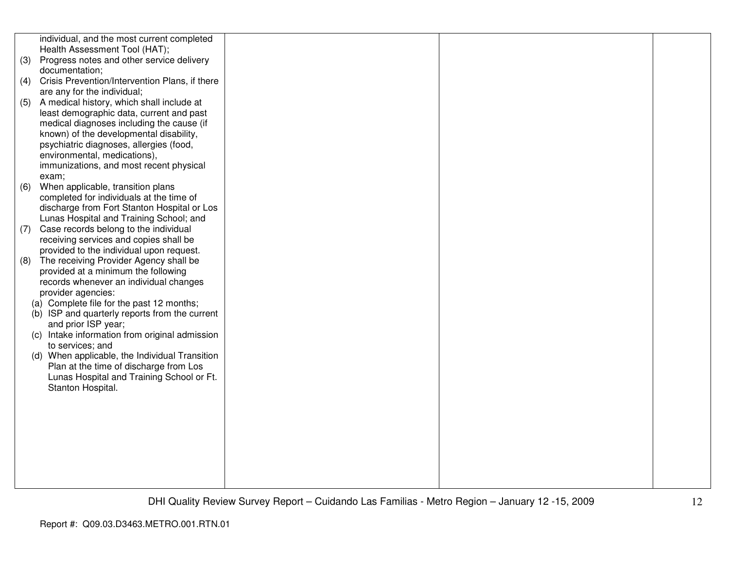| | | | |
|---|---|---|---|
| individual, and the most current completed Health Assessment Tool (HAT);<br>(3) Progress notes and other service delivery documentation;<br>(4) Crisis Prevention/Intervention Plans, if there are any for the individual;<br>(5) A medical history, which shall include at least demographic data, current and past medical diagnoses including the cause (if known) of the developmental disability, psychiatric diagnoses, allergies (food, environmental, medications), immunizations, and most recent physical exam;<br>(6) When applicable, transition plans completed for individuals at the time of discharge from Fort Stanton Hospital or Los Lunas Hospital and Training School; and<br>(7) Case records belong to the individual receiving services and copies shall be provided to the individual upon request.<br>(8) The receiving Provider Agency shall be provided at a minimum the following records whenever an individual changes provider agencies:<br>(a) Complete file for the past 12 months;<br>(b) ISP and quarterly reports from the current and prior ISP year;<br>(c) Intake information from original admission to services; and<br>(d) When applicable, the Individual Transition Plan at the time of discharge from Los Lunas Hospital and Training School or Ft. Stanton Hospital. | | | |

Report #: Q09.03.D3463.METRO.001.RTN.01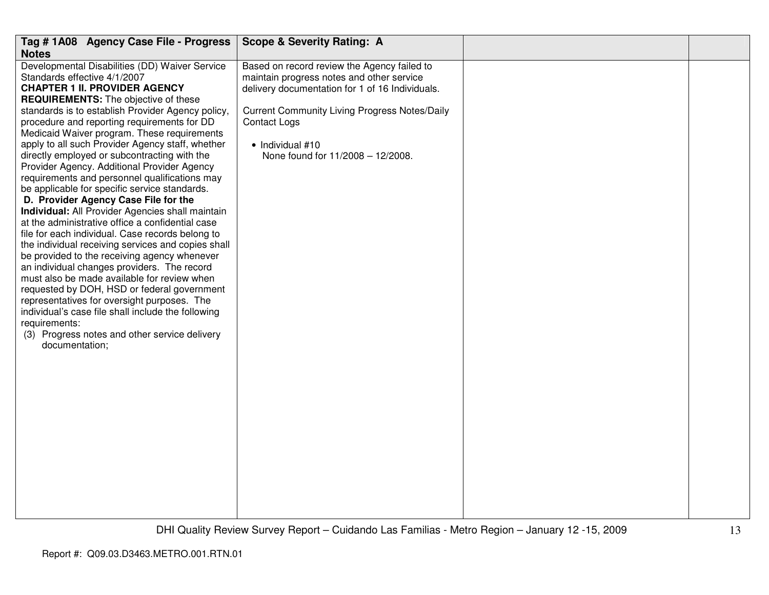| Tag # 1A08 Agency Case File - Progress Notes | Scope & Severity Rating: A | | |
|---|---|---|---|
| Developmental Disabilities (DD) Waiver Service Standards effective 4/1/2007<br>**CHAPTER 1 II. PROVIDER AGENCY REQUIREMENTS:** The objective of these standards is to establish Provider Agency policy, procedure and reporting requirements for DD Medicaid Waiver program. These requirements apply to all such Provider Agency staff, whether directly employed or subcontracting with the Provider Agency. Additional Provider Agency requirements and personnel qualifications may be applicable for specific service standards.<br>**D. Provider Agency Case File for the Individual:** All Provider Agencies shall maintain at the administrative office a confidential case file for each individual. Case records belong to the individual receiving services and copies shall be provided to the receiving agency whenever an individual changes providers. The record must also be made available for review when requested by DOH, HSD or federal government representatives for oversight purposes. The individual's case file shall include the following requirements:<br>(3) Progress notes and other service delivery documentation; | Based on record review the Agency failed to maintain progress notes and other service delivery documentation for 1 of 16 Individuals.<br><br>Current Community Living Progress Notes/Daily Contact Logs<br><br>• Individual #10<br>None found for 11/2008 – 12/2008. | | |

DHI Quality Review Survey Report – Cuidando Las Familias - Metro Region – January 12 -15, 2009

Report #: Q09.03.D3463.METRO.001.RTN.01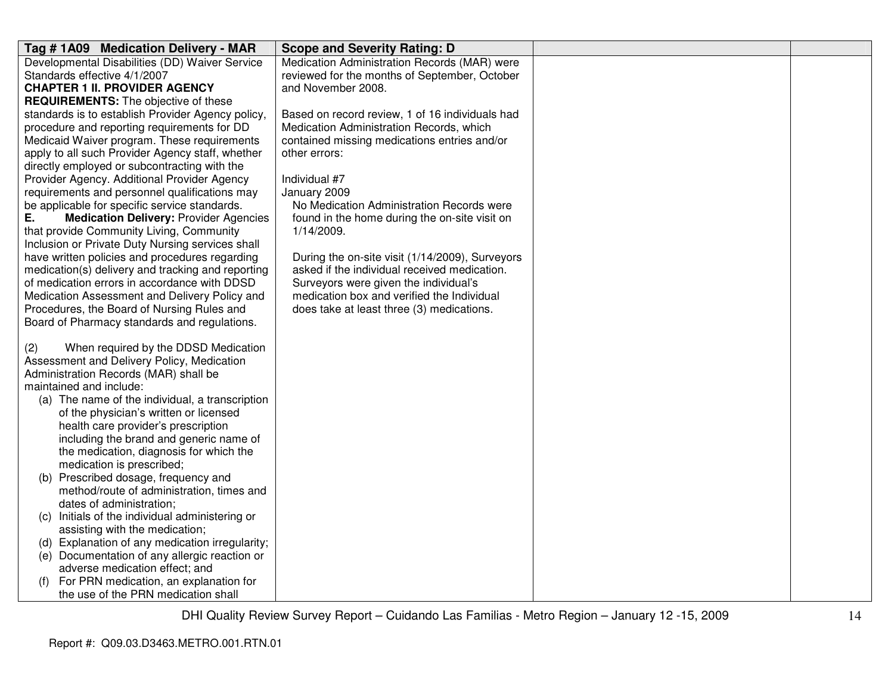| Tag # 1A09 Medication Delivery - MAR | Scope and Severity Rating: D | | |
|---|---|---|---|
| Developmental Disabilities (DD) Waiver Service Standards effective 4/1/2007<br>**CHAPTER 1 II. PROVIDER AGENCY REQUIREMENTS:** The objective of these standards is to establish Provider Agency policy, procedure and reporting requirements for DD Medicaid Waiver program. These requirements apply to all such Provider Agency staff, whether directly employed or subcontracting with the Provider Agency. Additional Provider Agency requirements and personnel qualifications may be applicable for specific service standards.<br>**E. Medication Delivery:** Provider Agencies that provide Community Living, Community Inclusion or Private Duty Nursing services shall have written policies and procedures regarding medication(s) delivery and tracking and reporting of medication errors in accordance with DDSD Medication Assessment and Delivery Policy and Procedures, the Board of Nursing Rules and Board of Pharmacy standards and regulations.<br><br>(2) When required by the DDSD Medication Assessment and Delivery Policy, Medication Administration Records (MAR) shall be maintained and include:<br>(a) The name of the individual, a transcription of the physician's written or licensed health care provider's prescription including the brand and generic name of the medication, diagnosis for which the medication is prescribed;<br>(b) Prescribed dosage, frequency and method/route of administration, times and dates of administration;<br>(c) Initials of the individual administering or assisting with the medication;<br>(d) Explanation of any medication irregularity;<br>(e) Documentation of any allergic reaction or adverse medication effect; and<br>(f) For PRN medication, an explanation for the use of the PRN medication shall | Medication Administration Records (MAR) were reviewed for the months of September, October and November 2008.<br><br>Based on record review, 1 of 16 individuals had Medication Administration Records, which contained missing medications entries and/or other errors:<br><br>Individual #7<br>January 2009<br>No Medication Administration Records were found in the home during the on-site visit on 1/14/2009.<br><br>During the on-site visit (1/14/2009), Surveyors asked if the individual received medication. Surveyors were given the individual's medication box and verified the Individual does take at least three (3) medications. | | |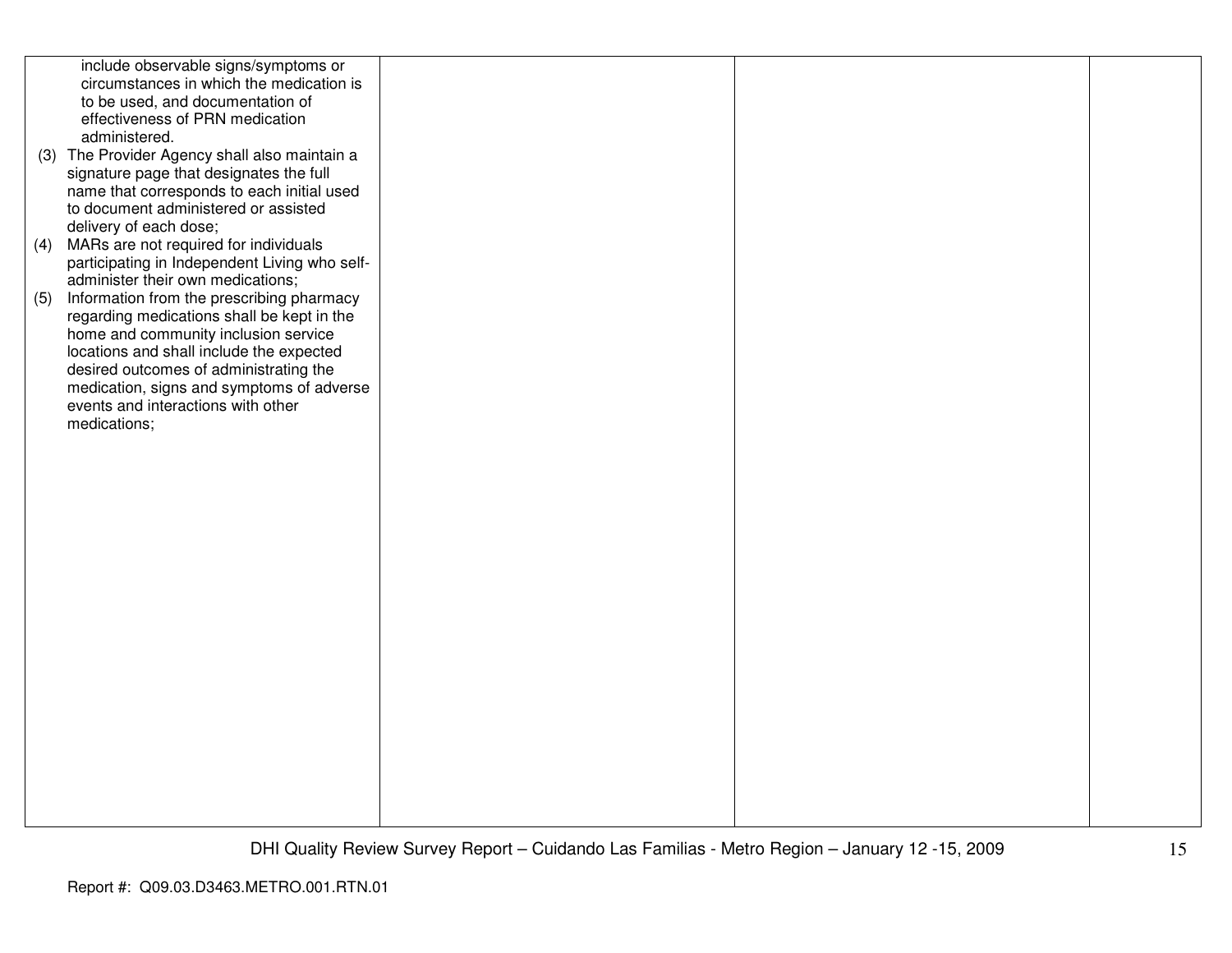| | | | |
|---|---|---|---|
| include observable signs/symptoms or circumstances in which the medication is to be used, and documentation of effectiveness of PRN medication administered.<br>(3) The Provider Agency shall also maintain a signature page that designates the full name that corresponds to each initial used to document administered or assisted delivery of each dose;<br>(4) MARs are not required for individuals participating in Independent Living who self-administer their own medications;<br>(5) Information from the prescribing pharmacy regarding medications shall be kept in the home and community inclusion service locations and shall include the expected desired outcomes of administrating the medication, signs and symptoms of adverse events and interactions with other medications; | | | |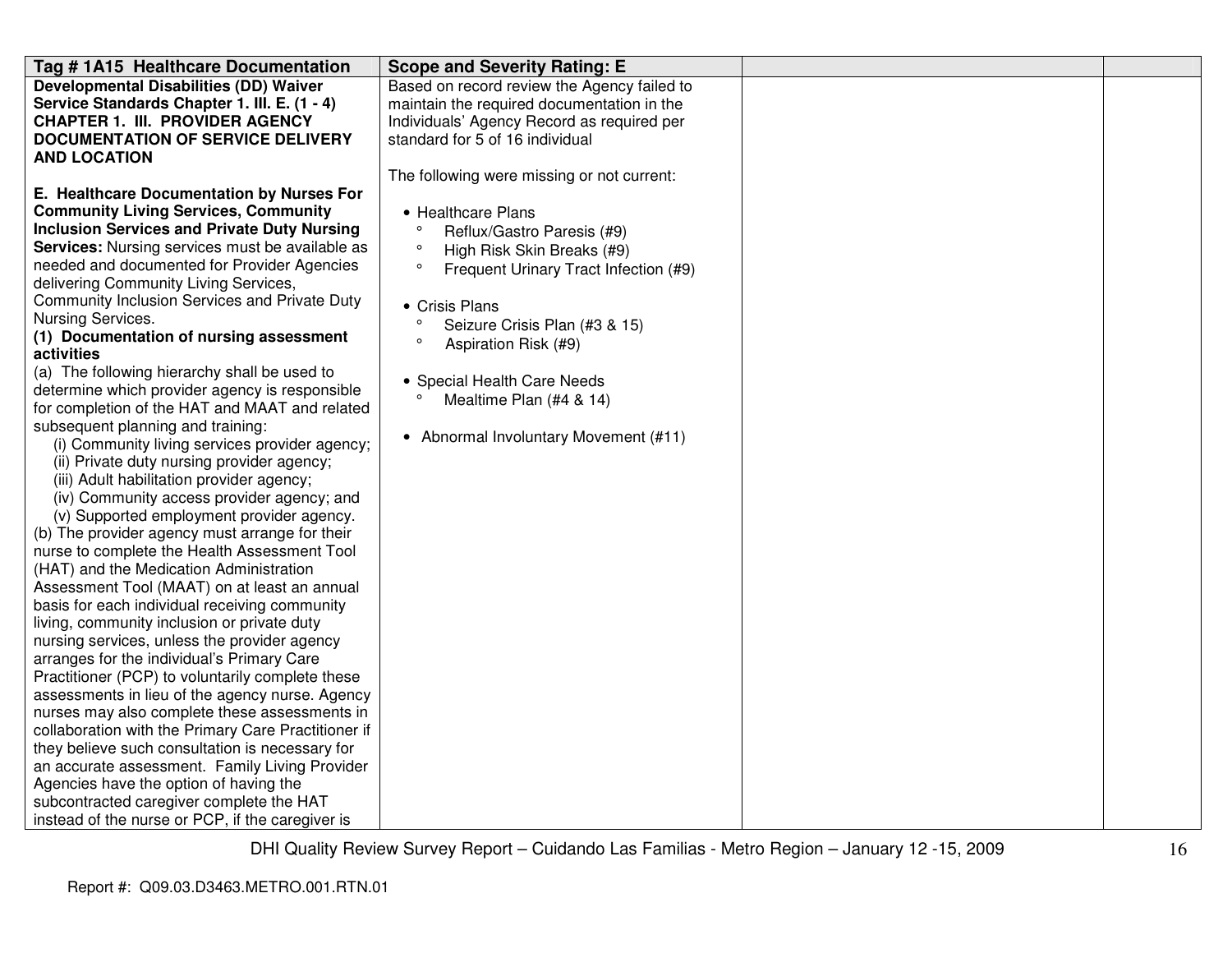| Tag # 1A15 Healthcare Documentation | Scope and Severity Rating: E | | |
|---|---|---|---|
| **Developmental Disabilities (DD) Waiver Service Standards Chapter 1. III. E. (1 - 4) CHAPTER 1. III. PROVIDER AGENCY DOCUMENTATION OF SERVICE DELIVERY AND LOCATION**<br><br>**E. Healthcare Documentation by Nurses For Community Living Services, Community Inclusion Services and Private Duty Nursing Services:** Nursing services must be available as needed and documented for Provider Agencies delivering Community Living Services, Community Inclusion Services and Private Duty Nursing Services.<br>**(1) Documentation of nursing assessment activities**<br>(a) The following hierarchy shall be used to determine which provider agency is responsible for completion of the HAT and MAAT and related subsequent planning and training:<br>(i) Community living services provider agency;<br>(ii) Private duty nursing provider agency;<br>(iii) Adult habilitation provider agency;<br>(iv) Community access provider agency; and<br>(v) Supported employment provider agency.<br>(b) The provider agency must arrange for their nurse to complete the Health Assessment Tool (HAT) and the Medication Administration Assessment Tool (MAAT) on at least an annual basis for each individual receiving community living, community inclusion or private duty nursing services, unless the provider agency arranges for the individual's Primary Care Practitioner (PCP) to voluntarily complete these assessments in lieu of the agency nurse. Agency nurses may also complete these assessments in collaboration with the Primary Care Practitioner if they believe such consultation is necessary for an accurate assessment. Family Living Provider Agencies have the option of having the subcontracted caregiver complete the HAT instead of the nurse or PCP, if the caregiver is | Based on record review the Agency failed to maintain the required documentation in the Individuals' Agency Record as required per standard for 5 of 16 individual<br><br>The following were missing or not current:<br><br>• Healthcare Plans<br>° Reflux/Gastro Paresis (#9)<br>° High Risk Skin Breaks (#9)<br>° Frequent Urinary Tract Infection (#9)<br><br>• Crisis Plans<br>° Seizure Crisis Plan (#3 & 15)<br>° Aspiration Risk (#9)<br><br>• Special Health Care Needs<br>° Mealtime Plan (#4 & 14)<br><br>• Abnormal Involuntary Movement (#11) | | |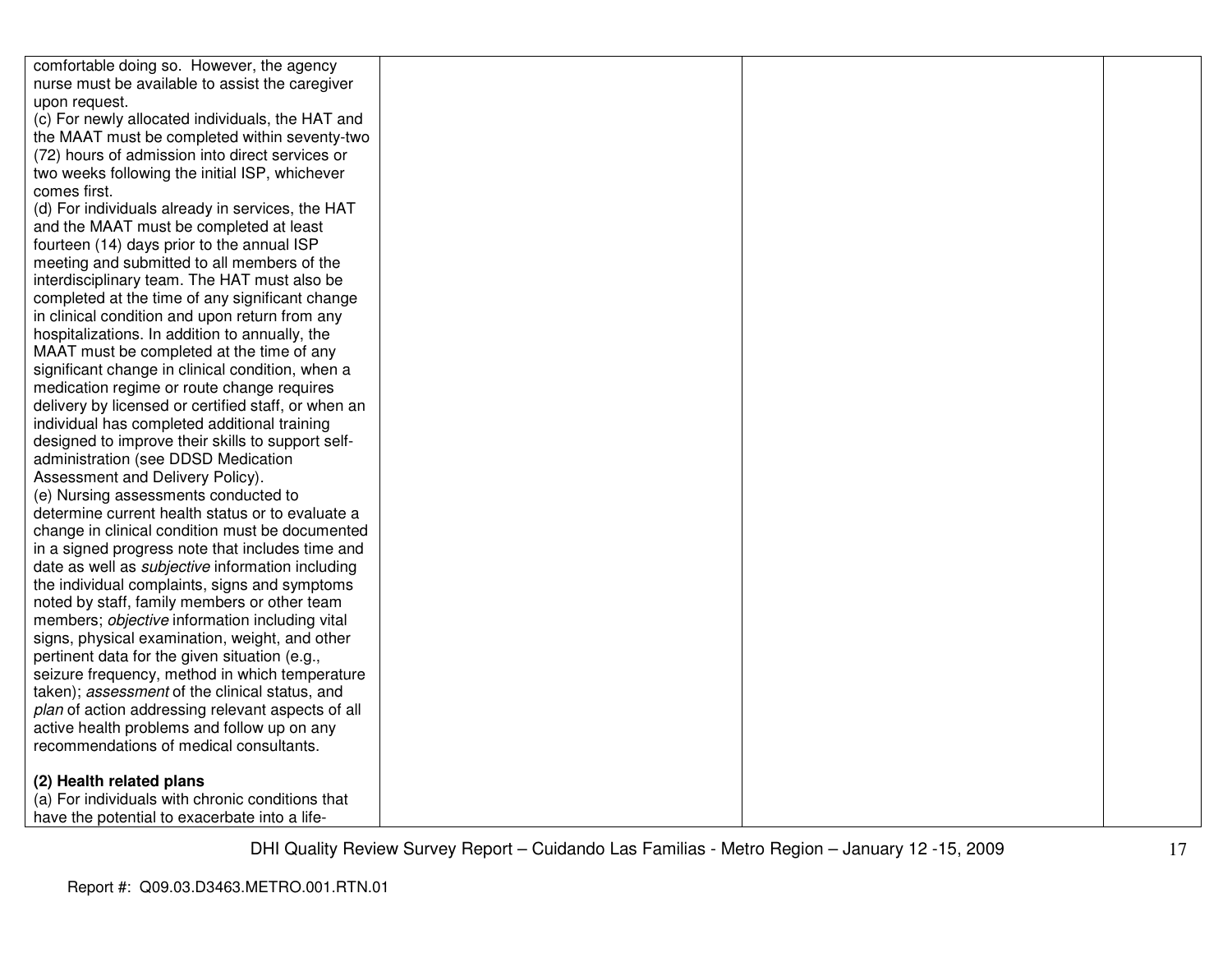| | | | |
|---|---|---|---|
| comfortable doing so. However, the agency nurse must be available to assist the caregiver upon request.<br>(c) For newly allocated individuals, the HAT and the MAAT must be completed within seventy-two (72) hours of admission into direct services or two weeks following the initial ISP, whichever comes first.<br>(d) For individuals already in services, the HAT and the MAAT must be completed at least fourteen (14) days prior to the annual ISP meeting and submitted to all members of the interdisciplinary team. The HAT must also be completed at the time of any significant change in clinical condition and upon return from any hospitalizations. In addition to annually, the MAAT must be completed at the time of any significant change in clinical condition, when a medication regime or route change requires delivery by licensed or certified staff, or when an individual has completed additional training designed to improve their skills to support self-administration (see DDSD Medication Assessment and Delivery Policy).<br>(e) Nursing assessments conducted to determine current health status or to evaluate a change in clinical condition must be documented in a signed progress note that includes time and date as well as *subjective* information including the individual complaints, signs and symptoms noted by staff, family members or other team members; *objective* information including vital signs, physical examination, weight, and other pertinent data for the given situation (e.g., seizure frequency, method in which temperature taken); *assessment* of the clinical status, and *plan* of action addressing relevant aspects of all active health problems and follow up on any recommendations of medical consultants.<br><br>**(2) Health related plans**<br>(a) For individuals with chronic conditions that have the potential to exacerbate into a life- | | | |

DHI Quality Review Survey Report – Cuidando Las Familias - Metro Region – January 12 -15, 2009

Report #: Q09.03.D3463.METRO.001.RTN.01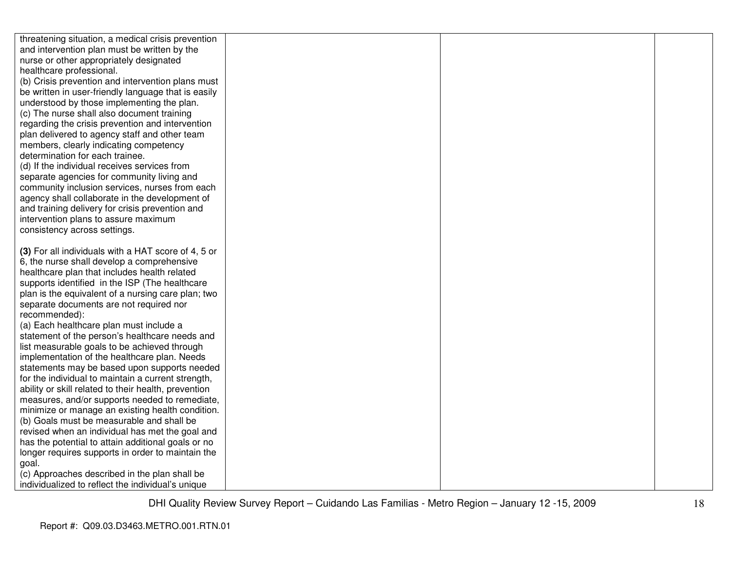| | | | |
|---|---|---|---|
| threatening situation, a medical crisis prevention and intervention plan must be written by the nurse or other appropriately designated healthcare professional.<br>(b) Crisis prevention and intervention plans must be written in user-friendly language that is easily understood by those implementing the plan.<br>(c) The nurse shall also document training regarding the crisis prevention and intervention plan delivered to agency staff and other team members, clearly indicating competency determination for each trainee.<br>(d) If the individual receives services from separate agencies for community living and community inclusion services, nurses from each agency shall collaborate in the development of and training delivery for crisis prevention and intervention plans to assure maximum consistency across settings.<br><br>**(3)** For all individuals with a HAT score of 4, 5 or 6, the nurse shall develop a comprehensive healthcare plan that includes health related supports identified in the ISP (The healthcare plan is the equivalent of a nursing care plan; two separate documents are not required nor recommended):<br>(a) Each healthcare plan must include a statement of the person's healthcare needs and list measurable goals to be achieved through implementation of the healthcare plan. Needs statements may be based upon supports needed for the individual to maintain a current strength, ability or skill related to their health, prevention measures, and/or supports needed to remediate, minimize or manage an existing health condition.<br>(b) Goals must be measurable and shall be revised when an individual has met the goal and has the potential to attain additional goals or no longer requires supports in order to maintain the goal.<br>(c) Approaches described in the plan shall be individualized to reflect the individual's unique | | | |

DHI Quality Review Survey Report – Cuidando Las Familias - Metro Region – January 12 -15, 2009

Report #: Q09.03.D3463.METRO.001.RTN.01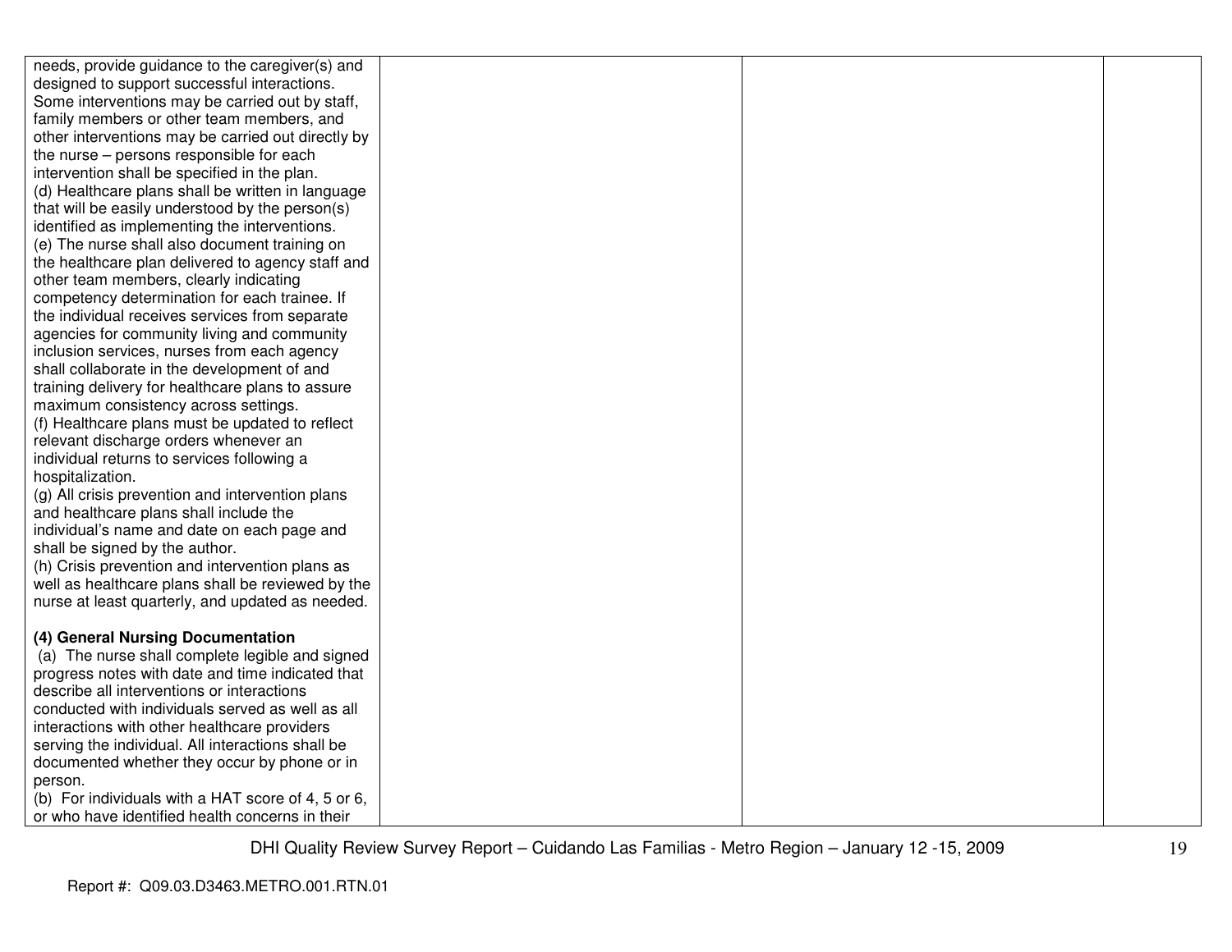| | | | |
|---|---|---|---|
| needs, provide guidance to the caregiver(s) and designed to support successful interactions. Some interventions may be carried out by staff, family members or other team members, and other interventions may be carried out directly by the nurse – persons responsible for each intervention shall be specified in the plan.<br>(d) Healthcare plans shall be written in language that will be easily understood by the person(s) identified as implementing the interventions.<br>(e) The nurse shall also document training on the healthcare plan delivered to agency staff and other team members, clearly indicating competency determination for each trainee. If the individual receives services from separate agencies for community living and community inclusion services, nurses from each agency shall collaborate in the development of and training delivery for healthcare plans to assure maximum consistency across settings.<br>(f) Healthcare plans must be updated to reflect relevant discharge orders whenever an individual returns to services following a hospitalization.<br>(g) All crisis prevention and intervention plans and healthcare plans shall include the individual's name and date on each page and shall be signed by the author.<br>(h) Crisis prevention and intervention plans as well as healthcare plans shall be reviewed by the nurse at least quarterly, and updated as needed.<br><br>**(4) General Nursing Documentation**<br>(a) The nurse shall complete legible and signed progress notes with date and time indicated that describe all interventions or interactions conducted with individuals served as well as all interactions with other healthcare providers serving the individual. All interactions shall be documented whether they occur by phone or in person.<br>(b) For individuals with a HAT score of 4, 5 or 6, or who have identified health concerns in their | | | |

DHI Quality Review Survey Report – Cuidando Las Familias - Metro Region – January 12 -15, 2009

Report #: Q09.03.D3463.METRO.001.RTN.01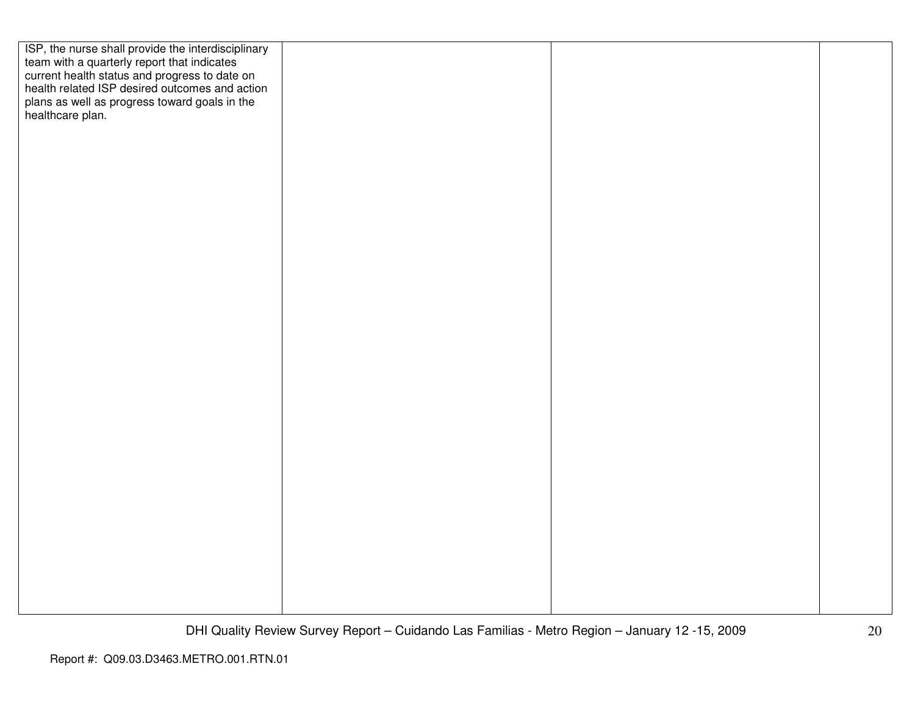| | | | |
|---|---|---|---|
| ISP, the nurse shall provide the interdisciplinary team with a quarterly report that indicates current health status and progress to date on health related ISP desired outcomes and action plans as well as progress toward goals in the healthcare plan. | | | |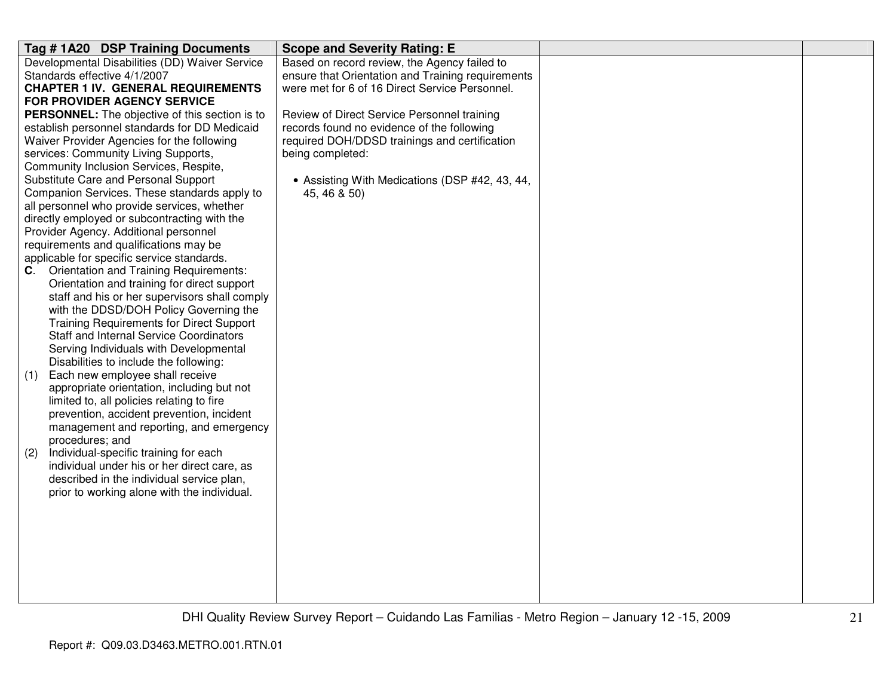| Tag # 1A20 DSP Training Documents | Scope and Severity Rating: E | | |
|---|---|---|---|
| Developmental Disabilities (DD) Waiver Service Standards effective 4/1/2007<br>**CHAPTER 1 IV. GENERAL REQUIREMENTS FOR PROVIDER AGENCY SERVICE PERSONNEL:** The objective of this section is to establish personnel standards for DD Medicaid Waiver Provider Agencies for the following services: Community Living Supports, Community Inclusion Services, Respite, Substitute Care and Personal Support Companion Services. These standards apply to all personnel who provide services, whether directly employed or subcontracting with the Provider Agency. Additional personnel requirements and qualifications may be applicable for specific service standards.<br>**C**. Orientation and Training Requirements: Orientation and training for direct support staff and his or her supervisors shall comply with the DDSD/DOH Policy Governing the Training Requirements for Direct Support Staff and Internal Service Coordinators Serving Individuals with Developmental Disabilities to include the following:<br>(1) Each new employee shall receive appropriate orientation, including but not limited to, all policies relating to fire prevention, accident prevention, incident management and reporting, and emergency procedures; and<br>(2) Individual-specific training for each individual under his or her direct care, as described in the individual service plan, prior to working alone with the individual. | Based on record review, the Agency failed to ensure that Orientation and Training requirements were met for 6 of 16 Direct Service Personnel.<br><br>Review of Direct Service Personnel training records found no evidence of the following required DOH/DDSD trainings and certification being completed:<br><br>• Assisting With Medications (DSP #42, 43, 44, 45, 46 & 50) | | |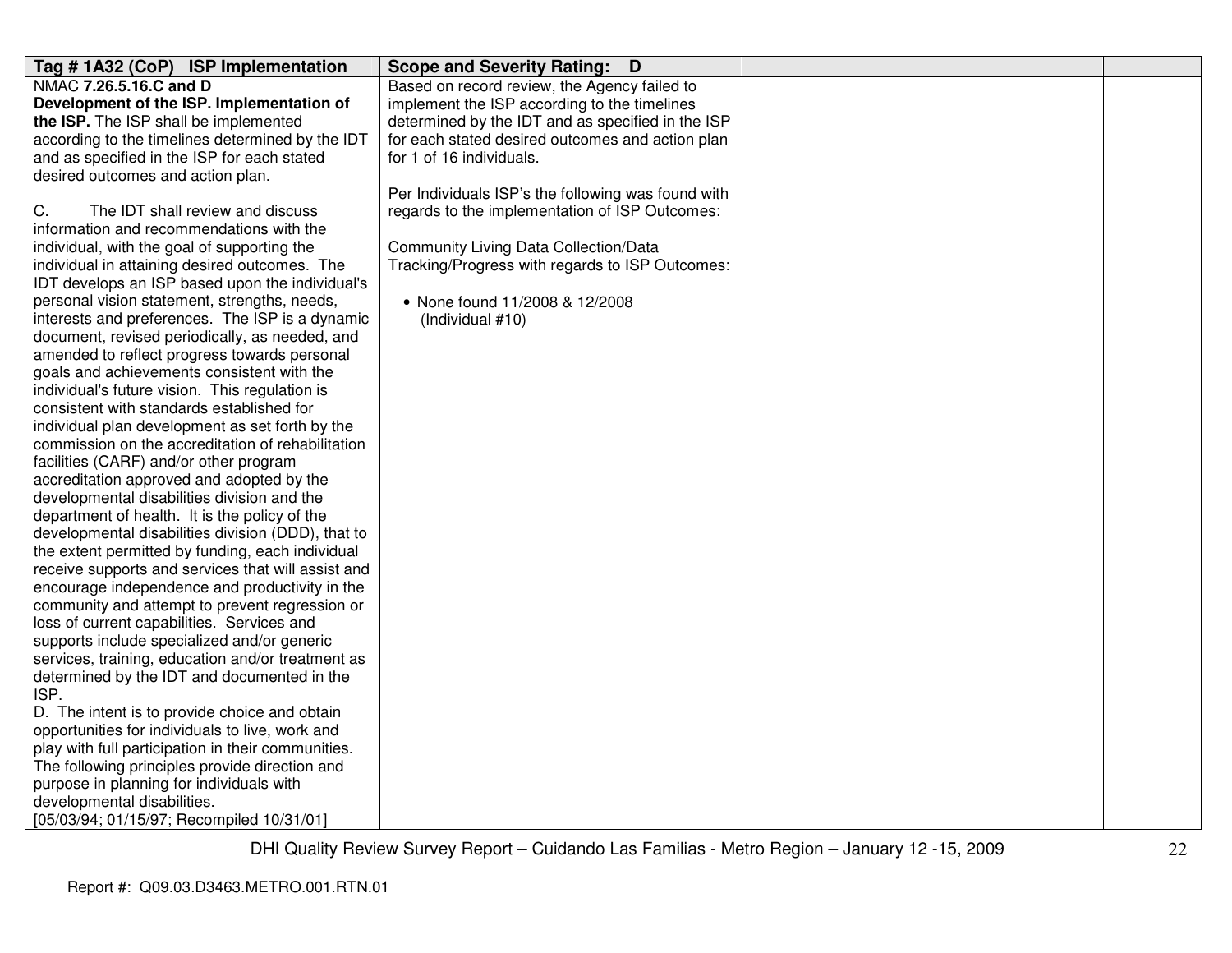| **Tag # 1A32 (CoP) ISP Implementation** | **Scope and Severity Rating: D** | | |
|---|---|---|---|
| NMAC **7.26.5.16.C and D**<br>**Development of the ISP. Implementation of the ISP.** The ISP shall be implemented according to the timelines determined by the IDT and as specified in the ISP for each stated desired outcomes and action plan.<br><br>C. The IDT shall review and discuss information and recommendations with the individual, with the goal of supporting the individual in attaining desired outcomes. The IDT develops an ISP based upon the individual's personal vision statement, strengths, needs, interests and preferences. The ISP is a dynamic document, revised periodically, as needed, and amended to reflect progress towards personal goals and achievements consistent with the individual's future vision. This regulation is consistent with standards established for individual plan development as set forth by the commission on the accreditation of rehabilitation facilities (CARF) and/or other program accreditation approved and adopted by the developmental disabilities division and the department of health. It is the policy of the developmental disabilities division (DDD), that to the extent permitted by funding, each individual receive supports and services that will assist and encourage independence and productivity in the community and attempt to prevent regression or loss of current capabilities. Services and supports include specialized and/or generic services, training, education and/or treatment as determined by the IDT and documented in the ISP.<br>D. The intent is to provide choice and obtain opportunities for individuals to live, work and play with full participation in their communities. The following principles provide direction and purpose in planning for individuals with developmental disabilities.<br>[05/03/94; 01/15/97; Recompiled 10/31/01] | Based on record review, the Agency failed to implement the ISP according to the timelines determined by the IDT and as specified in the ISP for each stated desired outcomes and action plan for 1 of 16 individuals.<br><br>Per Individuals ISP's the following was found with regards to the implementation of ISP Outcomes:<br><br>Community Living Data Collection/Data Tracking/Progress with regards to ISP Outcomes:<br><br>• None found 11/2008 & 12/2008 (Individual #10) | | |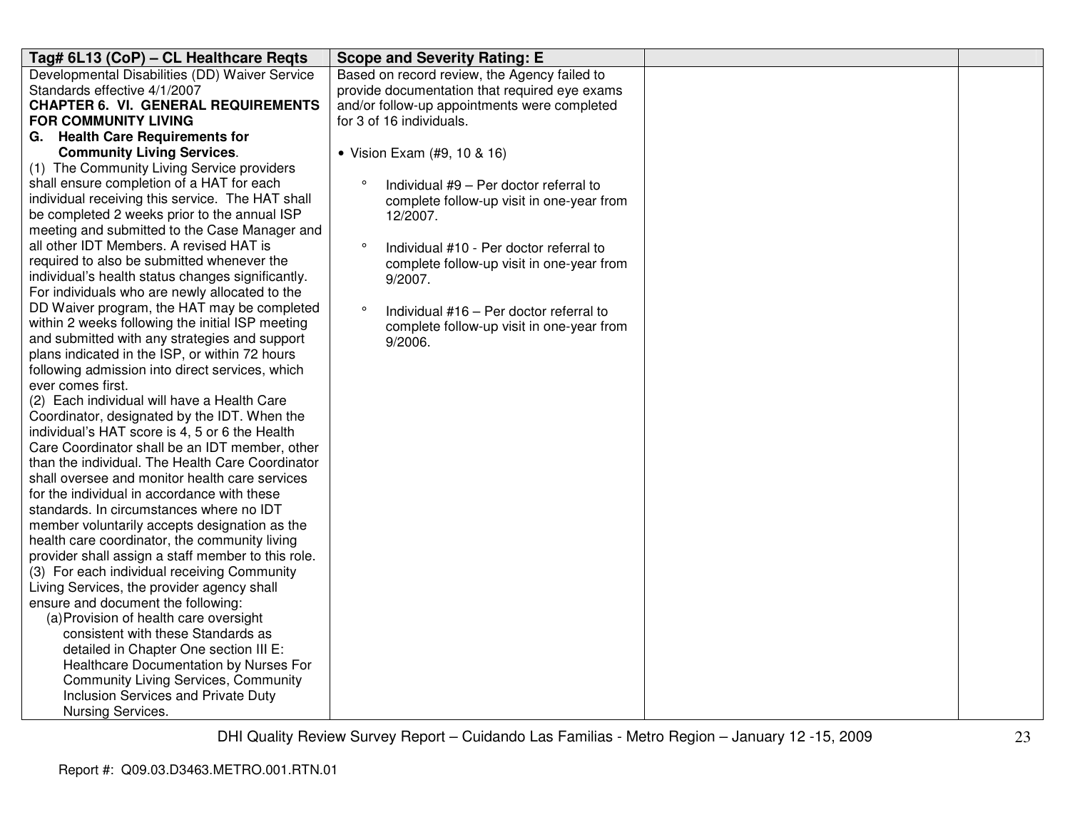| Tag# 6L13 (CoP) – CL Healthcare Reqts | Scope and Severity Rating: E | | |
|---|---|---|---|
| Developmental Disabilities (DD) Waiver Service Standards effective 4/1/2007<br>**CHAPTER 6. VI. GENERAL REQUIREMENTS FOR COMMUNITY LIVING**<br>**G. Health Care Requirements for Community Living Services**.<br>(1) The Community Living Service providers shall ensure completion of a HAT for each individual receiving this service. The HAT shall be completed 2 weeks prior to the annual ISP meeting and submitted to the Case Manager and all other IDT Members. A revised HAT is required to also be submitted whenever the individual's health status changes significantly. For individuals who are newly allocated to the DD Waiver program, the HAT may be completed within 2 weeks following the initial ISP meeting and submitted with any strategies and support plans indicated in the ISP, or within 72 hours following admission into direct services, which ever comes first.<br>(2) Each individual will have a Health Care Coordinator, designated by the IDT. When the individual's HAT score is 4, 5 or 6 the Health Care Coordinator shall be an IDT member, other than the individual. The Health Care Coordinator shall oversee and monitor health care services for the individual in accordance with these standards. In circumstances where no IDT member voluntarily accepts designation as the health care coordinator, the community living provider shall assign a staff member to this role.<br>(3) For each individual receiving Community Living Services, the provider agency shall ensure and document the following:<br>(a) Provision of health care oversight consistent with these Standards as detailed in Chapter One section III E: Healthcare Documentation by Nurses For Community Living Services, Community Inclusion Services and Private Duty Nursing Services. | Based on record review, the Agency failed to provide documentation that required eye exams and/or follow-up appointments were completed for 3 of 16 individuals.<br><br>• Vision Exam (#9, 10 & 16)<br><br>° Individual #9 – Per doctor referral to complete follow-up visit in one-year from 12/2007.<br><br>° Individual #10 - Per doctor referral to complete follow-up visit in one-year from 9/2007.<br><br>° Individual #16 – Per doctor referral to complete follow-up visit in one-year from 9/2006. | | |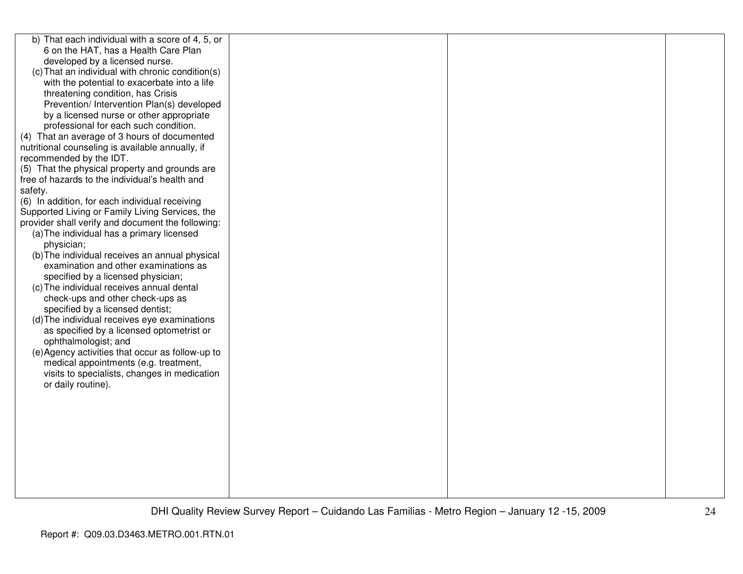| | | | |
|---|---|---|---|
| b) That each individual with a score of 4, 5, or 6 on the HAT, has a Health Care Plan developed by a licensed nurse.<br>(c) That an individual with chronic condition(s) with the potential to exacerbate into a life threatening condition, has Crisis Prevention/ Intervention Plan(s) developed by a licensed nurse or other appropriate professional for each such condition.<br>(4) That an average of 3 hours of documented nutritional counseling is available annually, if recommended by the IDT.<br>(5) That the physical property and grounds are free of hazards to the individual's health and safety.<br>(6) In addition, for each individual receiving Supported Living or Family Living Services, the provider shall verify and document the following:<br>(a) The individual has a primary licensed physician;<br>(b) The individual receives an annual physical examination and other examinations as specified by a licensed physician;<br>(c) The individual receives annual dental check-ups and other check-ups as specified by a licensed dentist;<br>(d) The individual receives eye examinations as specified by a licensed optometrist or ophthalmologist; and<br>(e) Agency activities that occur as follow-up to medical appointments (e.g. treatment, visits to specialists, changes in medication or daily routine). | | | |

Report #: Q09.03.D3463.METRO.001.RTN.01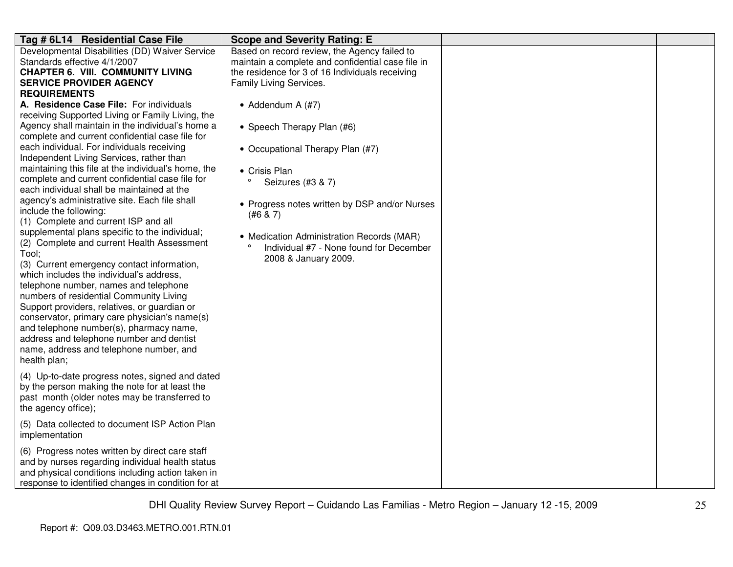| Tag # 6L14 Residential Case File | Scope and Severity Rating: E | | |
|---|---|---|---|
| Developmental Disabilities (DD) Waiver Service Standards effective 4/1/2007<br>**CHAPTER 6. VIII. COMMUNITY LIVING SERVICE PROVIDER AGENCY REQUIREMENTS**<br>**A. Residence Case File:** For individuals receiving Supported Living or Family Living, the Agency shall maintain in the individual's home a complete and current confidential case file for each individual. For individuals receiving Independent Living Services, rather than maintaining this file at the individual's home, the complete and current confidential case file for each individual shall be maintained at the agency's administrative site. Each file shall include the following:<br>(1) Complete and current ISP and all supplemental plans specific to the individual;<br>(2) Complete and current Health Assessment Tool;<br>(3) Current emergency contact information, which includes the individual's address, telephone number, names and telephone numbers of residential Community Living Support providers, relatives, or guardian or conservator, primary care physician's name(s) and telephone number(s), pharmacy name, address and telephone number and dentist name, address and telephone number, and health plan;<br><br>(4) Up-to-date progress notes, signed and dated by the person making the note for at least the past month (older notes may be transferred to the agency office);<br><br>(5) Data collected to document ISP Action Plan implementation<br><br>(6) Progress notes written by direct care staff and by nurses regarding individual health status and physical conditions including action taken in response to identified changes in condition for at | Based on record review, the Agency failed to maintain a complete and confidential case file in the residence for 3 of 16 Individuals receiving Family Living Services.<br><br>• Addendum A (#7)<br><br>• Speech Therapy Plan (#6)<br><br>• Occupational Therapy Plan (#7)<br><br>• Crisis Plan<br>° Seizures (#3 & 7)<br><br>• Progress notes written by DSP and/or Nurses (#6 & 7)<br><br>• Medication Administration Records (MAR)<br>° Individual #7 - None found for December 2008 & January 2009. | | |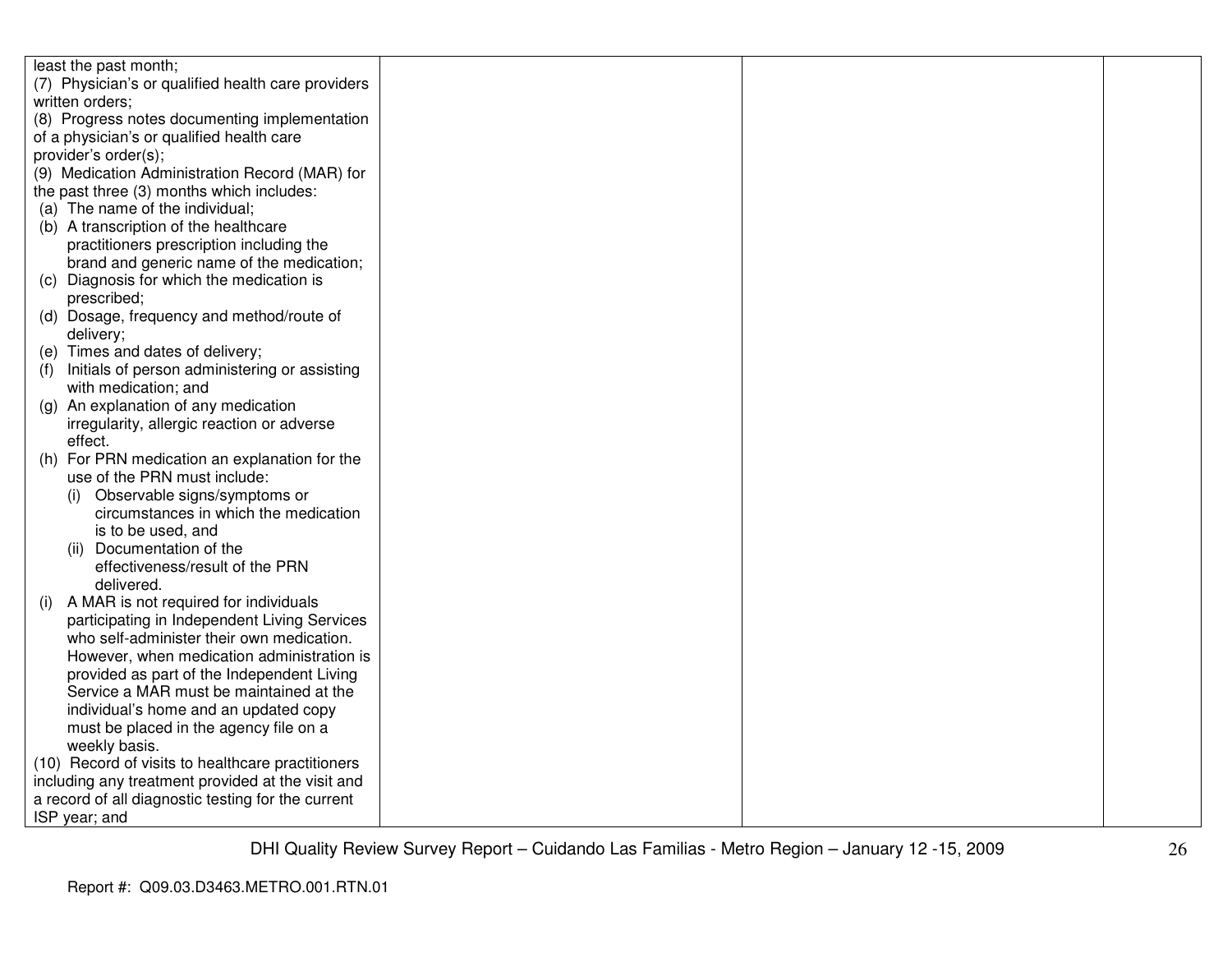| | | | |
|---|---|---|---|
| least the past month;<br>(7) Physician's or qualified health care providers written orders;<br>(8) Progress notes documenting implementation of a physician's or qualified health care provider's order(s);<br>(9) Medication Administration Record (MAR) for the past three (3) months which includes:<br>(a) The name of the individual;<br>(b) A transcription of the healthcare practitioners prescription including the brand and generic name of the medication;<br>(c) Diagnosis for which the medication is prescribed;<br>(d) Dosage, frequency and method/route of delivery;<br>(e) Times and dates of delivery;<br>(f) Initials of person administering or assisting with medication; and<br>(g) An explanation of any medication irregularity, allergic reaction or adverse effect.<br>(h) For PRN medication an explanation for the use of the PRN must include:<br>(i) Observable signs/symptoms or circumstances in which the medication is to be used, and<br>(ii) Documentation of the effectiveness/result of the PRN delivered.<br>(i) A MAR is not required for individuals participating in Independent Living Services who self-administer their own medication. However, when medication administration is provided as part of the Independent Living Service a MAR must be maintained at the individual's home and an updated copy must be placed in the agency file on a weekly basis.<br>(10) Record of visits to healthcare practitioners including any treatment provided at the visit and a record of all diagnostic testing for the current ISP year; and | | | |

DHI Quality Review Survey Report – Cuidando Las Familias - Metro Region – January 12 -15, 2009

Report #: Q09.03.D3463.METRO.001.RTN.01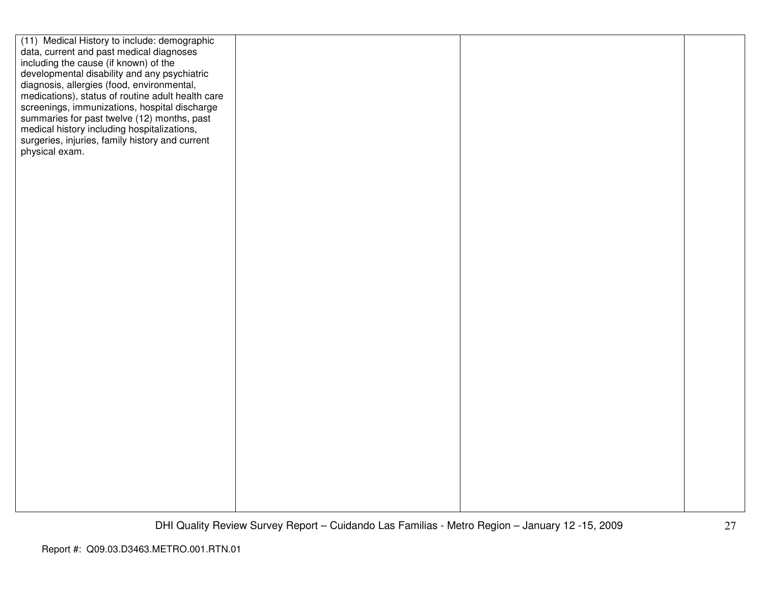| | | | |
|---|---|---|---|
| (11) Medical History to include: demographic data, current and past medical diagnoses including the cause (if known) of the developmental disability and any psychiatric diagnosis, allergies (food, environmental, medications), status of routine adult health care screenings, immunizations, hospital discharge summaries for past twelve (12) months, past medical history including hospitalizations, surgeries, injuries, family history and current physical exam. | | | |

Report #: Q09.03.D3463.METRO.001.RTN.01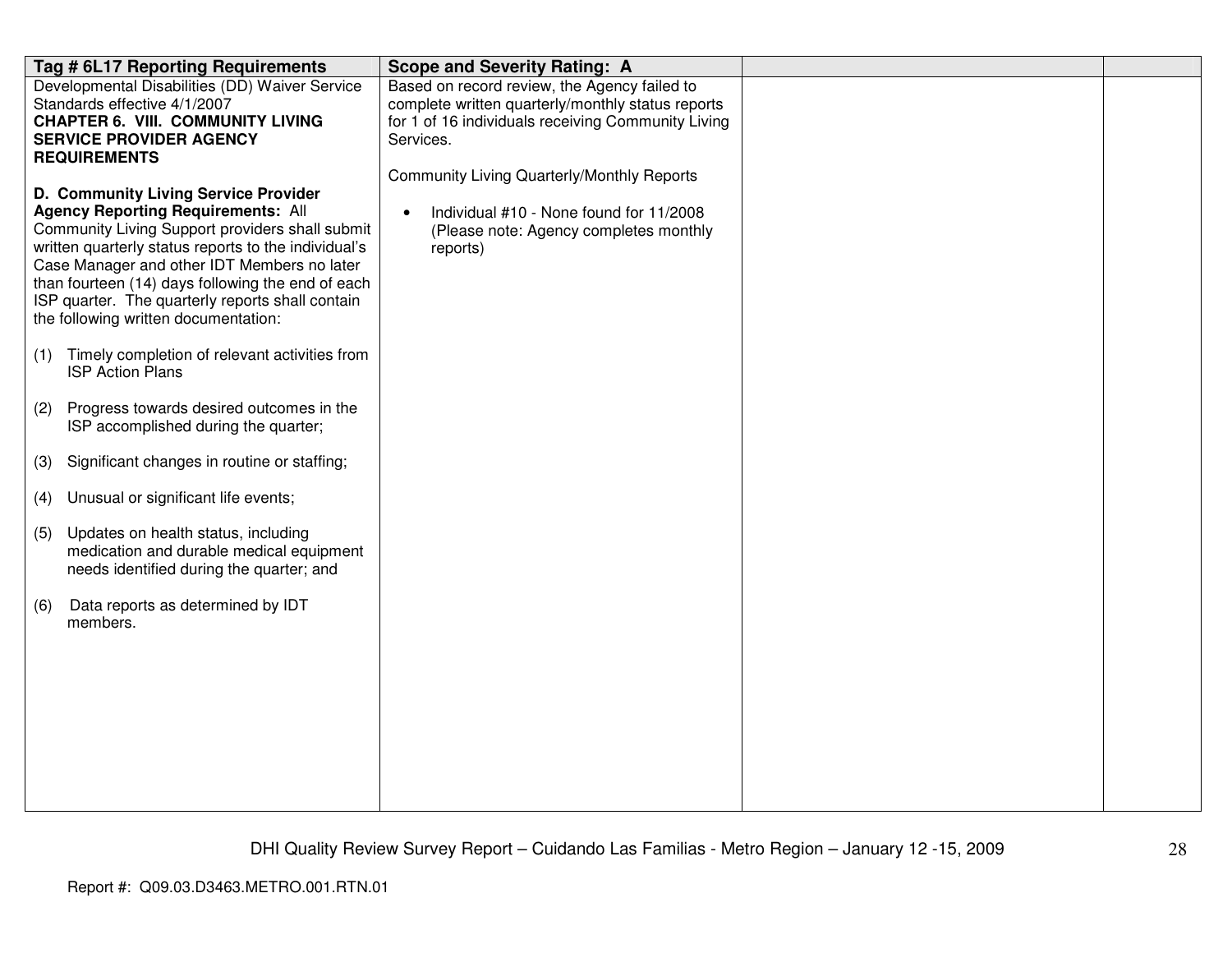| Tag # 6L17 Reporting Requirements | Scope and Severity Rating: A | | |
|---|---|---|---|
| Developmental Disabilities (DD) Waiver Service Standards effective 4/1/2007<br>**CHAPTER 6. VIII. COMMUNITY LIVING SERVICE PROVIDER AGENCY REQUIREMENTS**<br><br>**D. Community Living Service Provider Agency Reporting Requirements:** All Community Living Support providers shall submit written quarterly status reports to the individual's Case Manager and other IDT Members no later than fourteen (14) days following the end of each ISP quarter. The quarterly reports shall contain the following written documentation:<br><br>(1) Timely completion of relevant activities from ISP Action Plans<br><br>(2) Progress towards desired outcomes in the ISP accomplished during the quarter;<br><br>(3) Significant changes in routine or staffing;<br><br>(4) Unusual or significant life events;<br><br>(5) Updates on health status, including medication and durable medical equipment needs identified during the quarter; and<br><br>(6) Data reports as determined by IDT members. | Based on record review, the Agency failed to complete written quarterly/monthly status reports for 1 of 16 individuals receiving Community Living Services.<br><br>Community Living Quarterly/Monthly Reports<br><br>• Individual #10 - None found for 11/2008 (Please note: Agency completes monthly reports) | | |

DHI Quality Review Survey Report – Cuidando Las Familias - Metro Region – January 12 -15, 2009

Report #: Q09.03.D3463.METRO.001.RTN.01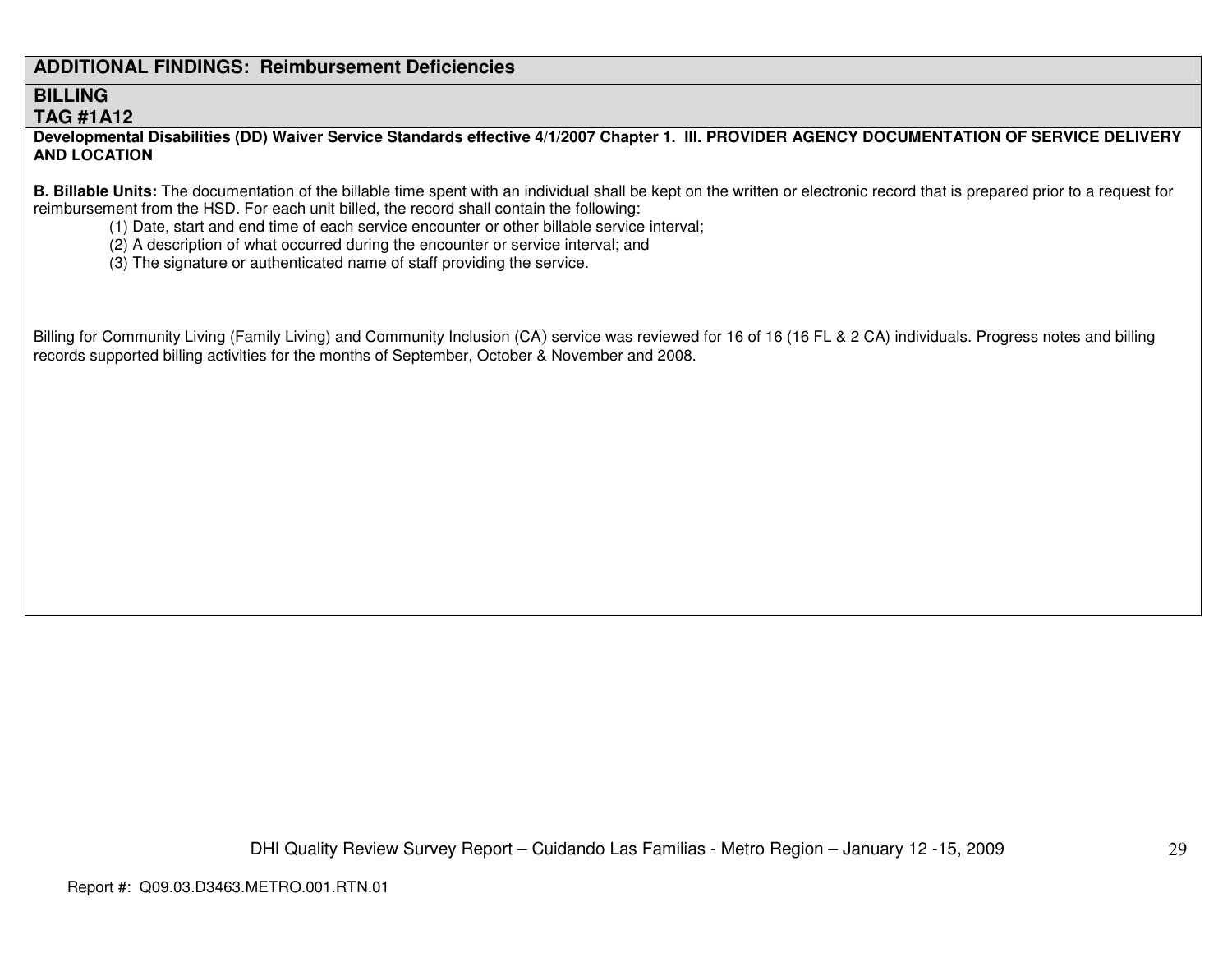## ADDITIONAL FINDINGS: Reimbursement Deficiencies

### BILLING
### TAG #1A12

**Developmental Disabilities (DD) Waiver Service Standards effective 4/1/2007 Chapter 1. III. PROVIDER AGENCY DOCUMENTATION OF SERVICE DELIVERY AND LOCATION**

**B. Billable Units:** The documentation of the billable time spent with an individual shall be kept on the written or electronic record that is prepared prior to a request for reimbursement from the HSD. For each unit billed, the record shall contain the following:

(1) Date, start and end time of each service encounter or other billable service interval;
(2) A description of what occurred during the encounter or service interval; and
(3) The signature or authenticated name of staff providing the service.

Billing for Community Living (Family Living) and Community Inclusion (CA) service was reviewed for 16 of 16 (16 FL & 2 CA) individuals. Progress notes and billing records supported billing activities for the months of September, October & November and 2008.

DHI Quality Review Survey Report – Cuidando Las Familias - Metro Region – January 12 -15, 2009

Report #: Q09.03.D3463.METRO.001.RTN.01